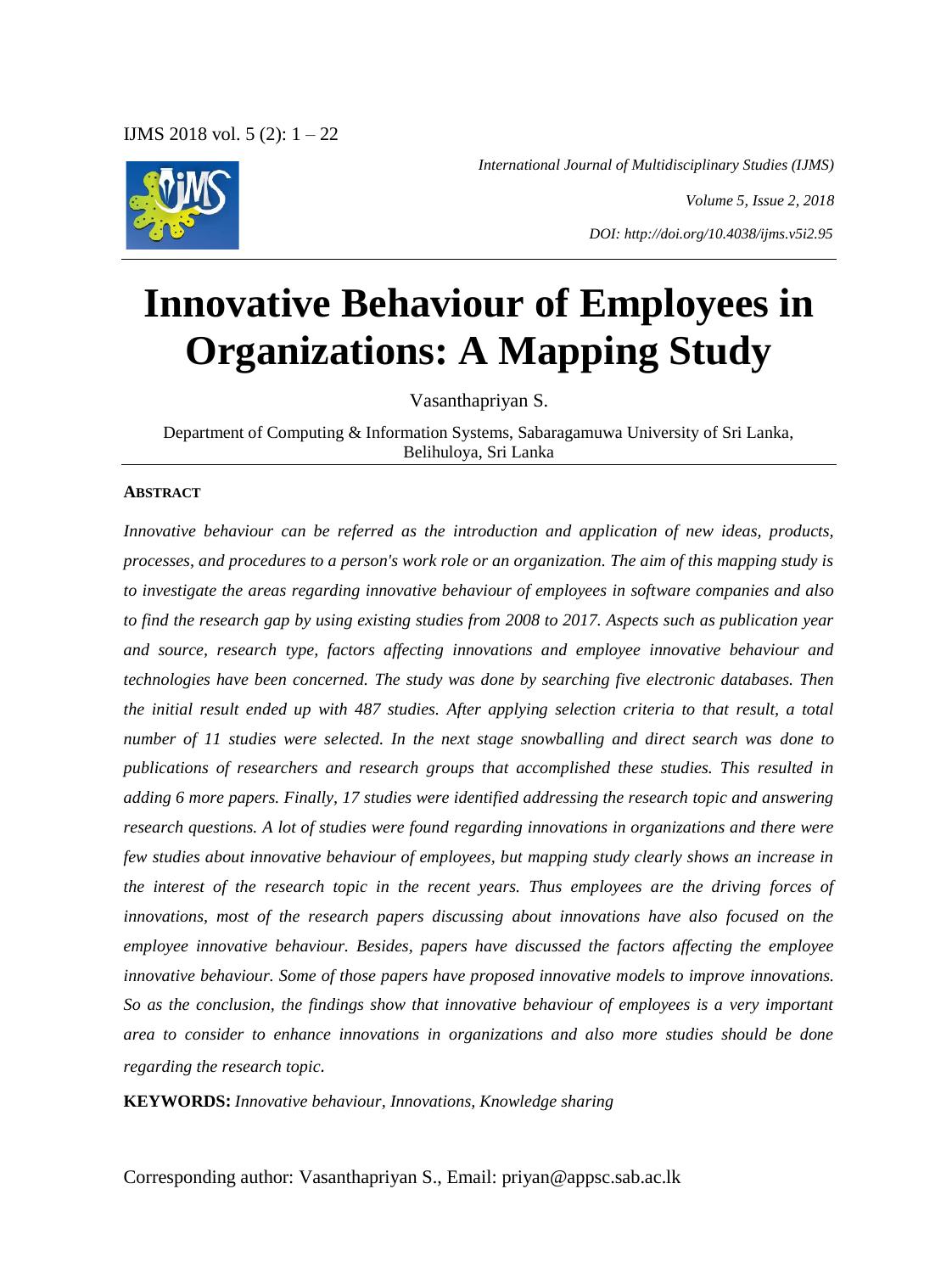*International Journal of Multidisciplinary Studies (IJMS)*

*Volume 5, Issue 2, 2018*

*DOI: http://doi.org/10.4038/ijms.v5i2.95*

# Innovative Behaviour of Employees in Organizations: A Mapping Study

Vasanthapriyan S.

Department of Computing & Information Systems, Sabaragamuwa University of Sri Lanka, Belihuloya, Sri Lanka

## ABSTRACT

*Innovative behaviour can be referred as the introduction and application of new ideas, products, processes, and procedures to a person's work role or an organization. The aim of this mapping study is to investigate the areas regarding innovative behaviour of employees in software companies and also to find the research gap by using existing studies from 2008 to 2017. Aspects such as publication year and source, research type, factors affecting innovations and employee innovative behaviour and technologies have been concerned. The study was done by searching five electronic databases. Then the initial result ended up with 487 studies. After applying selection criteria to that result, a total number of 11 studies were selected. In the next stage snowballing and direct search was done to publications of researchers and research groups that accomplished these studies. This resulted in adding 6 more papers. Finally, 17 studies were identified addressing the research topic and answering research questions. A lot of studies were found regarding innovations in organizations and there were few studies about innovative behaviour of employees, but mapping study clearly shows an increase in the interest of the research topic in the recent years. Thus employees are the driving forces of innovations, most of the research papers discussing about innovations have also focused on the employee innovative behaviour. Besides, papers have discussed the factors affecting the employee innovative behaviour. Some of those papers have proposed innovative models to improve innovations. So as the conclusion, the findings show that innovative behaviour of employees is a very important area to consider to enhance innovations in organizations and also more studies should be done regarding the research topic.*

**KEYWORDS:** *Innovative behaviour, Innovations, Knowledge sharing*

Corresponding author: Vasanthapriyan S., Email: priyan@appsc.sab.ac.lk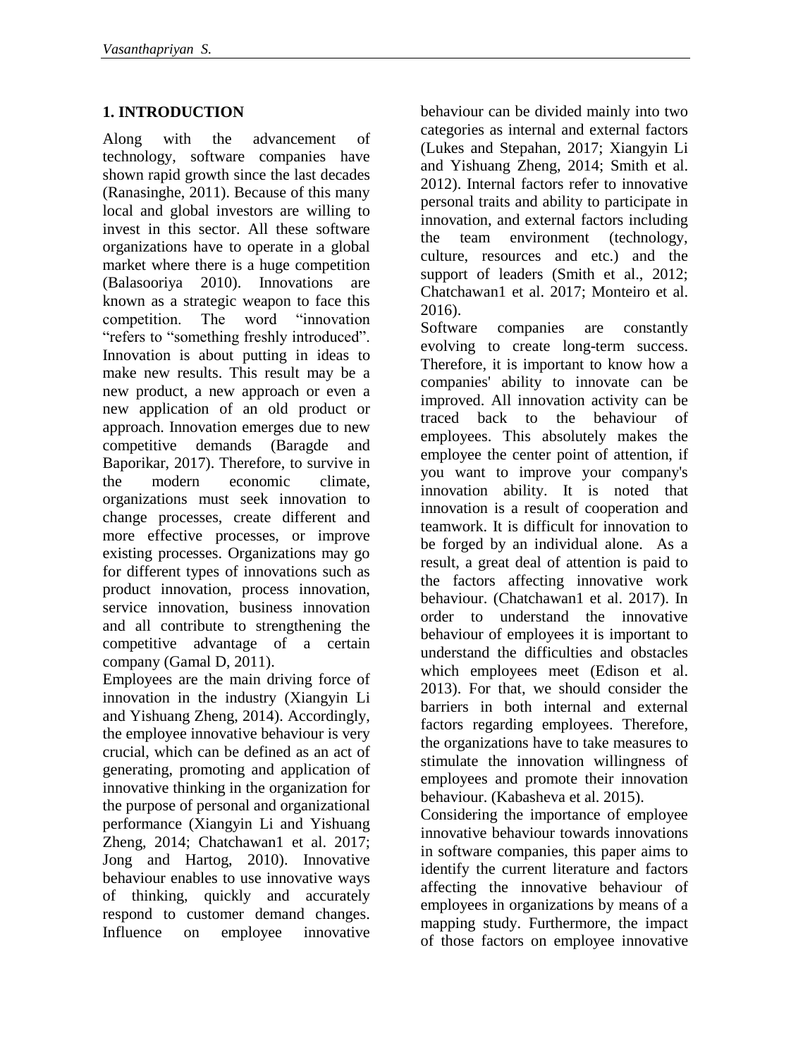## 1. INTRODUCTION

Along with the advancement of technology, software companies have shown rapid growth since the last decades (Ranasinghe, 2011). Because of this many local and global investors are willing to invest in this sector. All these software organizations have to operate in a global market where there is a huge competition (Balasooriya 2010). Innovations are known as a strategic weapon to face this competition. The word "innovation "refers to "something freshly introduced". Innovation is about putting in ideas to make new results. This result may be a new product, a new approach or even a new application of an old product or approach. Innovation emerges due to new competitive demands (Baragde and Baporikar, 2017). Therefore, to survive in the modern economic climate, organizations must seek innovation to change processes, create different and more effective processes, or improve existing processes. Organizations may go for different types of innovations such as product innovation, process innovation, service innovation, business innovation and all contribute to strengthening the competitive advantage of a certain company (Gamal D, 2011).

Employees are the main driving force of innovation in the industry (Xiangyin Li and Yishuang Zheng, 2014). Accordingly, the employee innovative behaviour is very crucial, which can be defined as an act of generating, promoting and application of innovative thinking in the organization for the purpose of personal and organizational performance (Xiangyin Li and Yishuang Zheng, 2014; Chatchawan1 et al. 2017; Jong and Hartog, 2010). Innovative behaviour enables to use innovative ways of thinking, quickly and accurately respond to customer demand changes. Influence on employee innovative behaviour can be divided mainly into two categories as internal and external factors (Lukes and Stepahan, 2017; Xiangyin Li and Yishuang Zheng, 2014; Smith et al. 2012). Internal factors refer to innovative personal traits and ability to participate in innovation, and external factors including the team environment (technology, culture, resources and etc.) and the support of leaders (Smith et al., 2012; Chatchawan1 et al. 2017; Monteiro et al. 2016).

Software companies are constantly evolving to create long-term success. Therefore, it is important to know how a companies' ability to innovate can be improved. All innovation activity can be traced back to the behaviour of employees. This absolutely makes the employee the center point of attention, if you want to improve your company's innovation ability. It is noted that innovation is a result of cooperation and teamwork. It is difficult for innovation to be forged by an individual alone. As a result, a great deal of attention is paid to the factors affecting innovative work behaviour. (Chatchawan1 et al. 2017). In order to understand the innovative behaviour of employees it is important to understand the difficulties and obstacles which employees meet (Edison et al. 2013). For that, we should consider the barriers in both internal and external factors regarding employees. Therefore, the organizations have to take measures to stimulate the innovation willingness of employees and promote their innovation behaviour. (Kabasheva et al. 2015).

Considering the importance of employee innovative behaviour towards innovations in software companies, this paper aims to identify the current literature and factors affecting the innovative behaviour of employees in organizations by means of a mapping study. Furthermore, the impact of those factors on employee innovative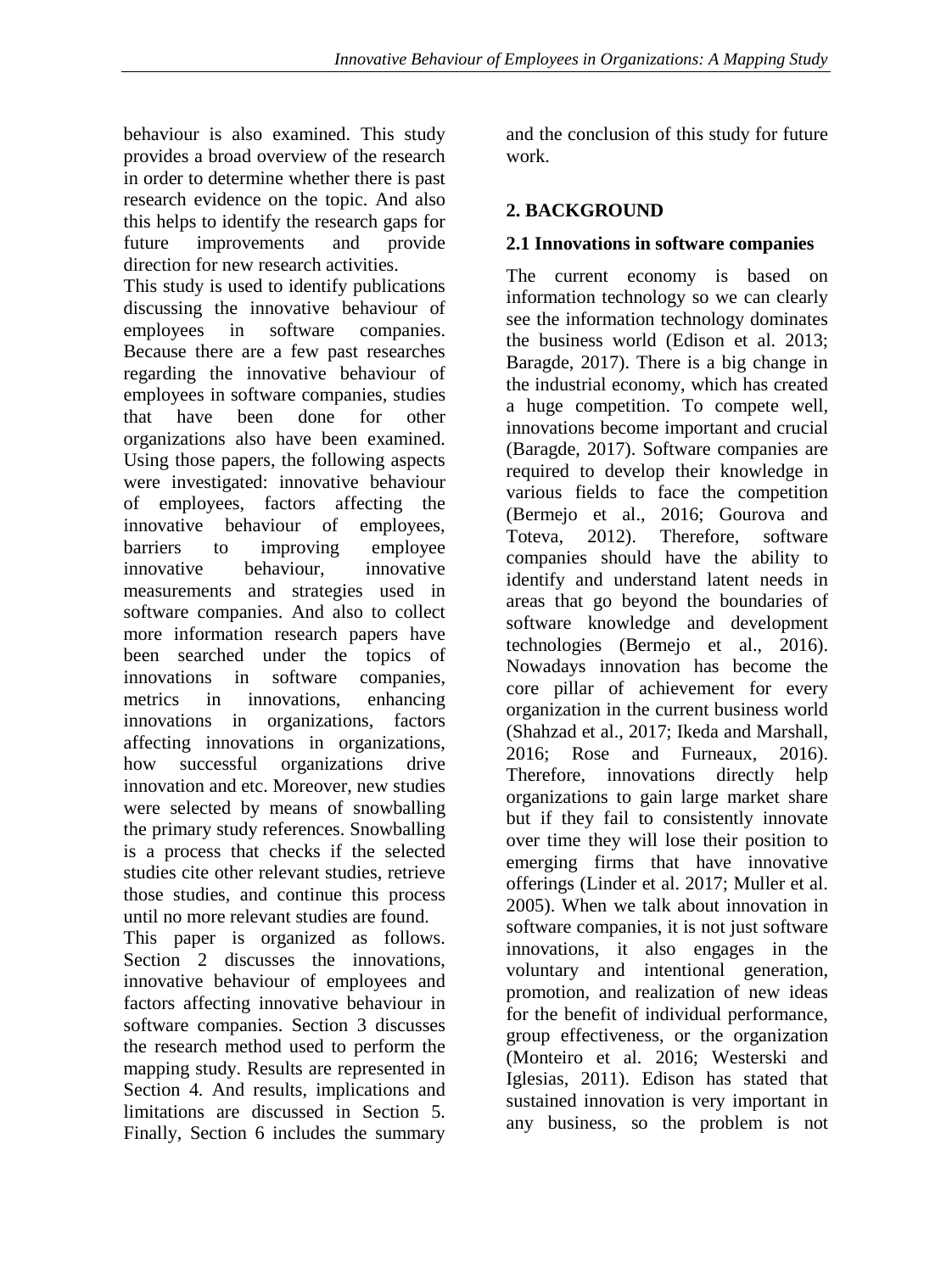behaviour is also examined. This study provides a broad overview of the research in order to determine whether there is past research evidence on the topic. And also this helps to identify the research gaps for future improvements and provide direction for new research activities.

This study is used to identify publications discussing the innovative behaviour of employees in software companies. Because there are a few past researches regarding the innovative behaviour of employees in software companies, studies that have been done for other organizations also have been examined. Using those papers, the following aspects were investigated: innovative behaviour of employees, factors affecting the innovative behaviour of employees, barriers to improving employee innovative behaviour, innovative measurements and strategies used in software companies. And also to collect more information research papers have been searched under the topics of innovations in software companies, metrics in innovations, enhancing innovations in organizations, factors affecting innovations in organizations, how successful organizations drive innovation and etc. Moreover, new studies were selected by means of snowballing the primary study references. Snowballing is a process that checks if the selected studies cite other relevant studies, retrieve those studies, and continue this process until no more relevant studies are found.

This paper is organized as follows. Section 2 discusses the innovations, innovative behaviour of employees and factors affecting innovative behaviour in software companies. Section 3 discusses the research method used to perform the mapping study. Results are represented in Section 4. And results, implications and limitations are discussed in Section 5. Finally, Section 6 includes the summary and the conclusion of this study for future work.

## 2. BACKGROUND

### 2.1 Innovations in software companies

The current economy is based on information technology so we can clearly see the information technology dominates the business world (Edison et al. 2013; Baragde, 2017). There is a big change in the industrial economy, which has created a huge competition. To compete well, innovations become important and crucial (Baragde, 2017). Software companies are required to develop their knowledge in various fields to face the competition (Bermejo et al., 2016; Gourova and Toteva, 2012). Therefore, software companies should have the ability to identify and understand latent needs in areas that go beyond the boundaries of software knowledge and development technologies (Bermejo et al., 2016). Nowadays innovation has become the core pillar of achievement for every organization in the current business world (Shahzad et al., 2017; Ikeda and Marshall, 2016; Rose and Furneaux, 2016). Therefore, innovations directly help organizations to gain large market share but if they fail to consistently innovate over time they will lose their position to emerging firms that have innovative offerings (Linder et al. 2017; Muller et al. 2005). When we talk about innovation in software companies, it is not just software innovations, it also engages in the voluntary and intentional generation, promotion, and realization of new ideas for the benefit of individual performance, group effectiveness, or the organization (Monteiro et al. 2016; Westerski and Iglesias, 2011). Edison has stated that sustained innovation is very important in any business, so the problem is not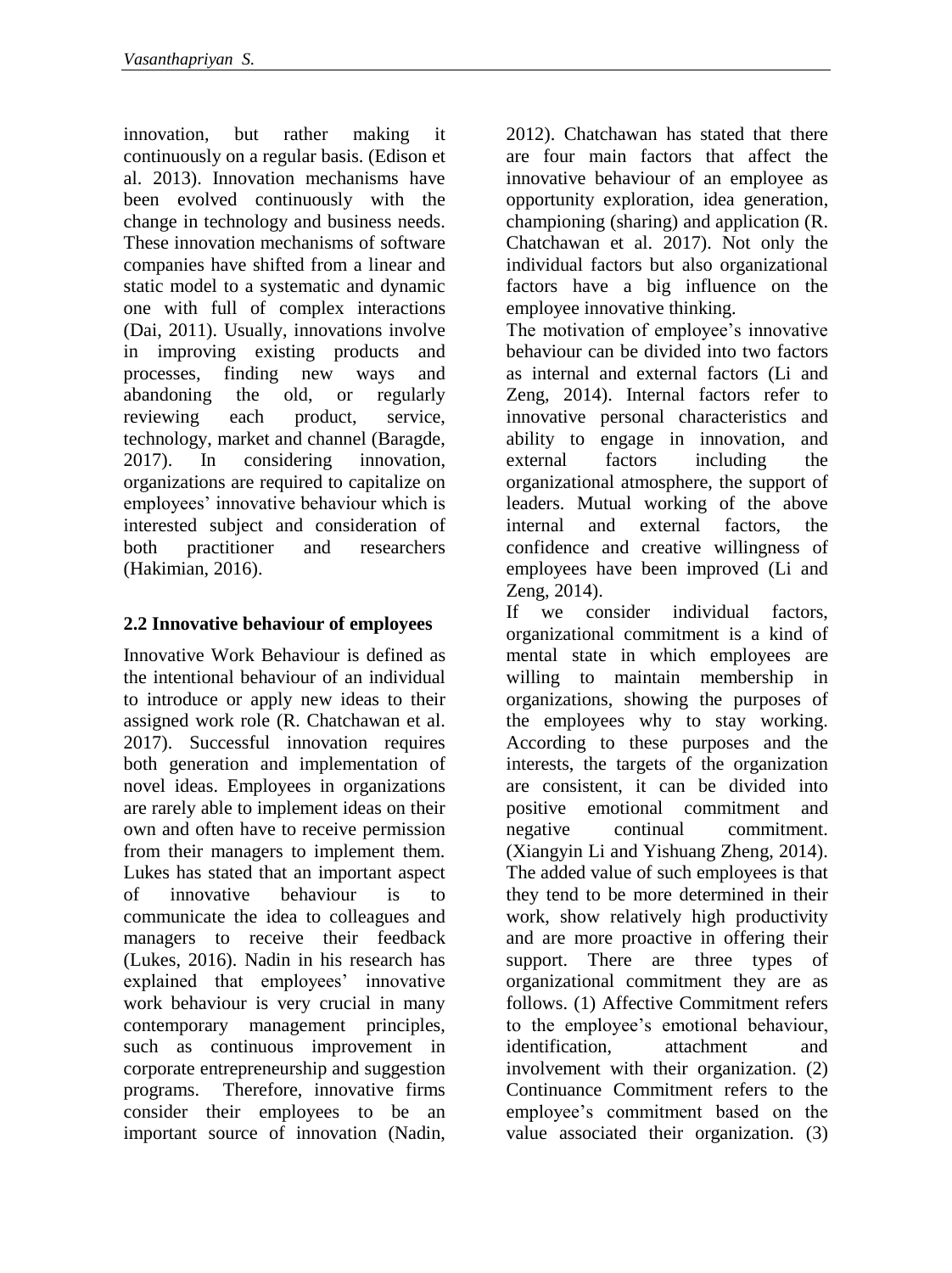innovation, but rather making it continuously on a regular basis. (Edison et al. 2013). Innovation mechanisms have been evolved continuously with the change in technology and business needs. These innovation mechanisms of software companies have shifted from a linear and static model to a systematic and dynamic one with full of complex interactions (Dai, 2011). Usually, innovations involve in improving existing products and processes, finding new ways and abandoning the old, or regularly reviewing each product, service, technology, market and channel (Baragde, 2017). In considering innovation, organizations are required to capitalize on employees' innovative behaviour which is interested subject and consideration of both practitioner and researchers (Hakimian, 2016).

## 2.2 Innovative behaviour of employees

Innovative Work Behaviour is defined as the intentional behaviour of an individual to introduce or apply new ideas to their assigned work role (R. Chatchawan et al. 2017). Successful innovation requires both generation and implementation of novel ideas. Employees in organizations are rarely able to implement ideas on their own and often have to receive permission from their managers to implement them. Lukes has stated that an important aspect of innovative behaviour is to communicate the idea to colleagues and managers to receive their feedback (Lukes, 2016). Nadin in his research has explained that employees' innovative work behaviour is very crucial in many contemporary management principles, such as continuous improvement in corporate entrepreneurship and suggestion programs. Therefore, innovative firms consider their employees to be an important source of innovation (Nadin, 2012). Chatchawan has stated that there are four main factors that affect the innovative behaviour of an employee as opportunity exploration, idea generation, championing (sharing) and application (R. Chatchawan et al. 2017). Not only the individual factors but also organizational factors have a big influence on the employee innovative thinking.

The motivation of employee's innovative behaviour can be divided into two factors as internal and external factors (Li and Zeng, 2014). Internal factors refer to innovative personal characteristics and ability to engage in innovation, and external factors including the organizational atmosphere, the support of leaders. Mutual working of the above internal and external factors, the confidence and creative willingness of employees have been improved (Li and Zeng, 2014).

If we consider individual factors, organizational commitment is a kind of mental state in which employees are willing to maintain membership in organizations, showing the purposes of the employees why to stay working. According to these purposes and the interests, the targets of the organization are consistent, it can be divided into positive emotional commitment and negative continual commitment. (Xiangyin Li and Yishuang Zheng, 2014). The added value of such employees is that they tend to be more determined in their work, show relatively high productivity and are more proactive in offering their support. There are three types of organizational commitment they are as follows. (1) Affective Commitment refers to the employee's emotional behaviour, identification, attachment and involvement with their organization. (2) Continuance Commitment refers to the employee's commitment based on the value associated their organization. (3)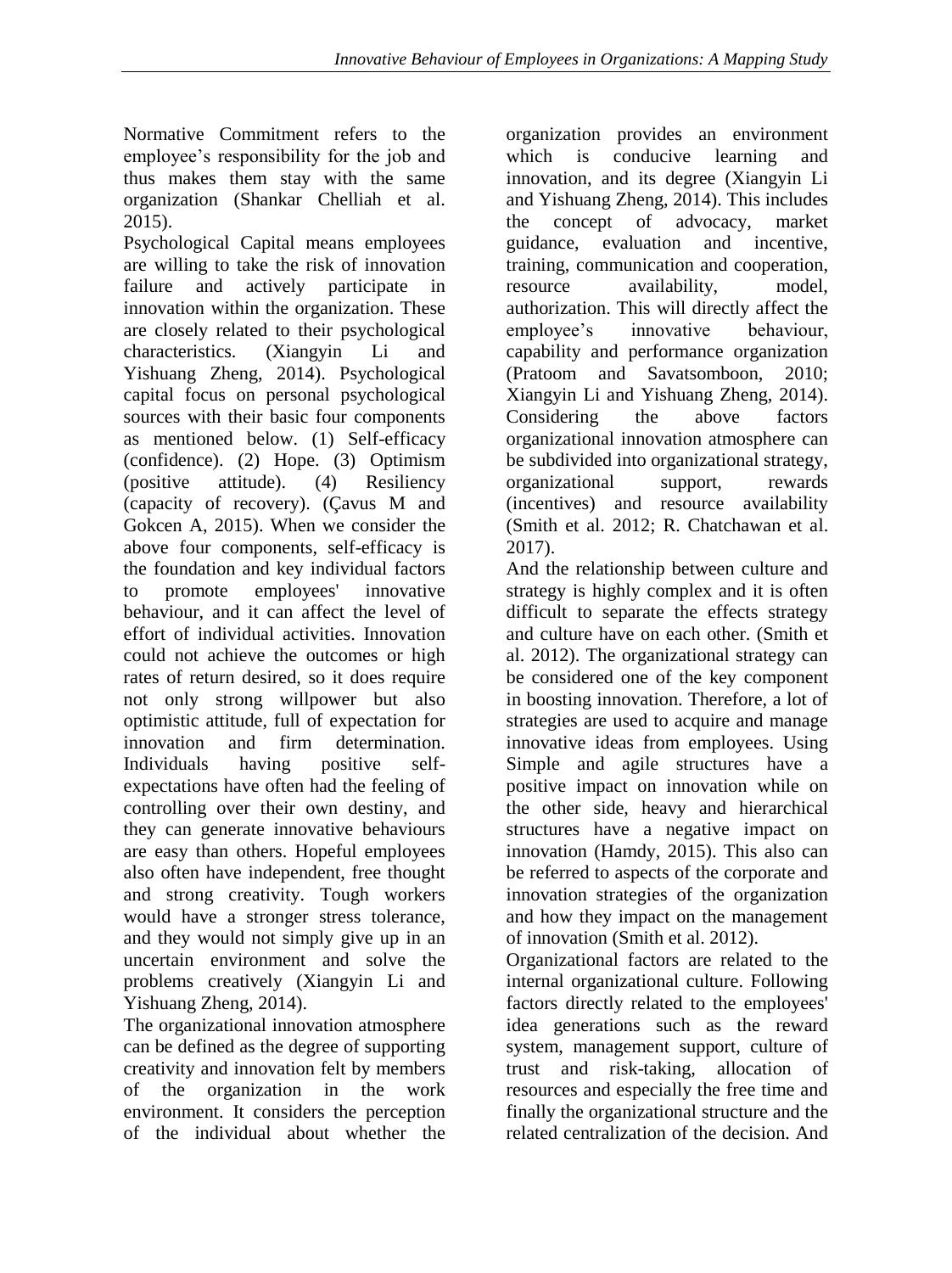Normative Commitment refers to the employee's responsibility for the job and thus makes them stay with the same organization (Shankar Chelliah et al. 2015).

Psychological Capital means employees are willing to take the risk of innovation failure and actively participate in innovation within the organization. These are closely related to their psychological characteristics. (Xiangyin Li and Yishuang Zheng, 2014). Psychological capital focus on personal psychological sources with their basic four components as mentioned below. (1) Self-efficacy (confidence). (2) Hope. (3) Optimism (positive attitude). (4) Resiliency (capacity of recovery). (Çavus M and Gokcen A, 2015). When we consider the above four components, self-efficacy is the foundation and key individual factors to promote employees' innovative behaviour, and it can affect the level of effort of individual activities. Innovation could not achieve the outcomes or high rates of return desired, so it does require not only strong willpower but also optimistic attitude, full of expectation for innovation and firm determination. Individuals having positive self-expectations have often had the feeling of controlling over their own destiny, and they can generate innovative behaviours are easy than others. Hopeful employees also often have independent, free thought and strong creativity. Tough workers would have a stronger stress tolerance, and they would not simply give up in an uncertain environment and solve the problems creatively (Xiangyin Li and Yishuang Zheng, 2014).

The organizational innovation atmosphere can be defined as the degree of supporting creativity and innovation felt by members of the organization in the work environment. It considers the perception of the individual about whether the organization provides an environment which is conducive learning and innovation, and its degree (Xiangyin Li and Yishuang Zheng, 2014). This includes the concept of advocacy, market guidance, evaluation and incentive, training, communication and cooperation, resource availability, model, authorization. This will directly affect the employee's innovative behaviour, capability and performance organization (Pratoom and Savatsomboon, 2010; Xiangyin Li and Yishuang Zheng, 2014). Considering the above factors organizational innovation atmosphere can be subdivided into organizational strategy, organizational support, rewards (incentives) and resource availability (Smith et al. 2012; R. Chatchawan et al. 2017).

And the relationship between culture and strategy is highly complex and it is often difficult to separate the effects strategy and culture have on each other. (Smith et al. 2012). The organizational strategy can be considered one of the key component in boosting innovation. Therefore, a lot of strategies are used to acquire and manage innovative ideas from employees. Using Simple and agile structures have a positive impact on innovation while on the other side, heavy and hierarchical structures have a negative impact on innovation (Hamdy, 2015). This also can be referred to aspects of the corporate and innovation strategies of the organization and how they impact on the management of innovation (Smith et al. 2012).

Organizational factors are related to the internal organizational culture. Following factors directly related to the employees' idea generations such as the reward system, management support, culture of trust and risk-taking, allocation of resources and especially the free time and finally the organizational structure and the related centralization of the decision. And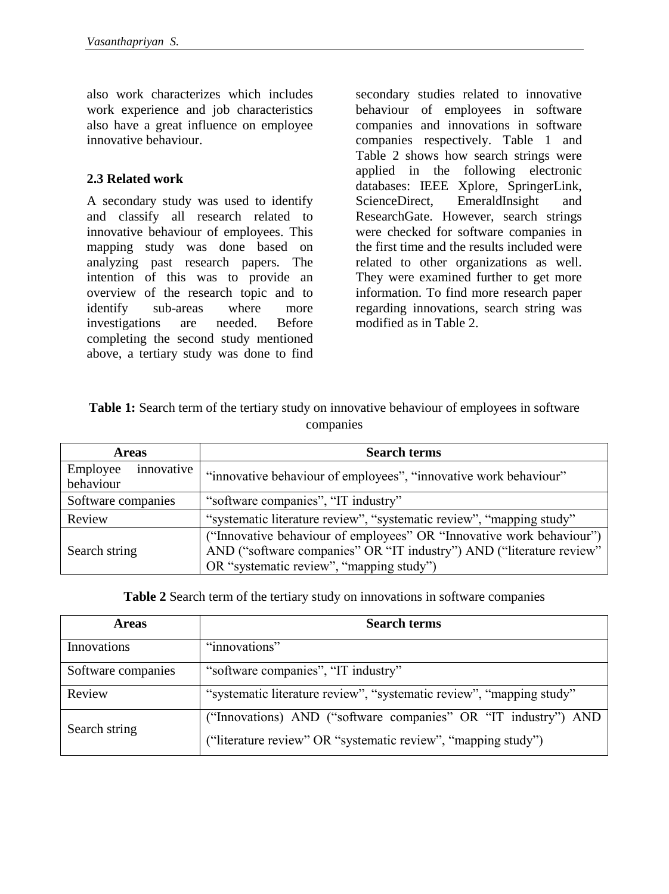also work characterizes which includes work experience and job characteristics also have a great influence on employee innovative behaviour.

### 2.3 Related work

A secondary study was used to identify and classify all research related to innovative behaviour of employees. This mapping study was done based on analyzing past research papers. The intention of this was to provide an overview of the research topic and to identify sub-areas where more investigations are needed. Before completing the second study mentioned above, a tertiary study was done to find secondary studies related to innovative behaviour of employees in software companies and innovations in software companies respectively. Table 1 and Table 2 shows how search strings were applied in the following electronic databases: IEEE Xplore, SpringerLink, ScienceDirect, EmeraldInsight and ResearchGate. However, search strings were checked for software companies in the first time and the results included were related to other organizations as well. They were examined further to get more information. To find more research paper regarding innovations, search string was modified as in Table 2.

**Table 1:** Search term of the tertiary study on innovative behaviour of employees in software companies

| Areas | Search terms |
|---|---|
| Employee innovative behaviour | "innovative behaviour of employees", "innovative work behaviour" |
| Software companies | "software companies", "IT industry" |
| Review | "systematic literature review", "systematic review", "mapping study" |
| Search string | ("Innovative behaviour of employees" OR "Innovative work behaviour") AND ("software companies" OR "IT industry") AND ("literature review" OR "systematic review", "mapping study") |

**Table 2** Search term of the tertiary study on innovations in software companies

| Areas | Search terms |
|---|---|
| Innovations | "innovations" |
| Software companies | "software companies", "IT industry" |
| Review | "systematic literature review", "systematic review", "mapping study" |
| Search string | ("Innovations) AND ("software companies" OR "IT industry") AND ("literature review" OR "systematic review", "mapping study") |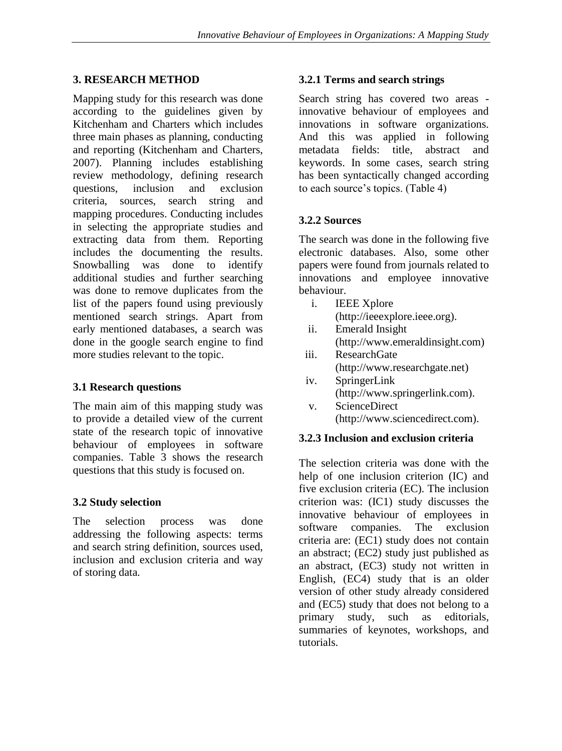## 3. RESEARCH METHOD

Mapping study for this research was done according to the guidelines given by Kitchenham and Charters which includes three main phases as planning, conducting and reporting (Kitchenham and Charters, 2007). Planning includes establishing review methodology, defining research questions, inclusion and exclusion criteria, sources, search string and mapping procedures. Conducting includes in selecting the appropriate studies and extracting data from them. Reporting includes the documenting the results. Snowballing was done to identify additional studies and further searching was done to remove duplicates from the list of the papers found using previously mentioned search strings. Apart from early mentioned databases, a search was done in the google search engine to find more studies relevant to the topic.

### 3.1 Research questions

The main aim of this mapping study was to provide a detailed view of the current state of the research topic of innovative behaviour of employees in software companies. Table 3 shows the research questions that this study is focused on.

### 3.2 Study selection

The selection process was done addressing the following aspects: terms and search string definition, sources used, inclusion and exclusion criteria and way of storing data.

#### 3.2.1 Terms and search strings

Search string has covered two areas - innovative behaviour of employees and innovations in software organizations. And this was applied in following metadata fields: title, abstract and keywords. In some cases, search string has been syntactically changed according to each source's topics. (Table 4)

#### 3.2.2 Sources

The search was done in the following five electronic databases. Also, some other papers were found from journals related to innovations and employee innovative behaviour.

i. IEEE Xplore (http://ieeexplore.ieee.org).
ii. Emerald Insight (http://www.emeraldinsight.com)
iii. ResearchGate (http://www.researchgate.net)
iv. SpringerLink (http://www.springerlink.com).
v. ScienceDirect (http://www.sciencedirect.com).

#### 3.2.3 Inclusion and exclusion criteria

The selection criteria was done with the help of one inclusion criterion (IC) and five exclusion criteria (EC). The inclusion criterion was: (IC1) study discusses the innovative behaviour of employees in software companies. The exclusion criteria are: (EC1) study does not contain an abstract; (EC2) study just published as an abstract, (EC3) study not written in English, (EC4) study that is an older version of other study already considered and (EC5) study that does not belong to a primary study, such as editorials, summaries of keynotes, workshops, and tutorials.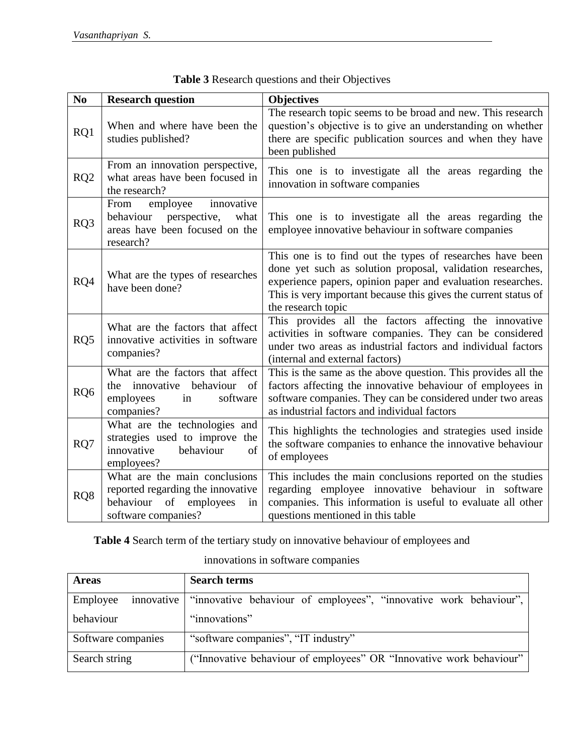**Table 3** Research questions and their Objectives

| No | Research question | Objectives |
|---|---|---|
| RQ1 | When and where have been the studies published? | The research topic seems to be broad and new. This research question's objective is to give an understanding on whether there are specific publication sources and when they have been published |
| RQ2 | From an innovation perspective, what areas have been focused in the research? | This one is to investigate all the areas regarding the innovation in software companies |
| RQ3 | From employee innovative behaviour perspective, what areas have been focused on the research? | This one is to investigate all the areas regarding the employee innovative behaviour in software companies |
| RQ4 | What are the types of researches have been done? | This one is to find out the types of researches have been done yet such as solution proposal, validation researches, experience papers, opinion paper and evaluation researches. This is very important because this gives the current status of the research topic |
| RQ5 | What are the factors that affect innovative activities in software companies? | This provides all the factors affecting the innovative activities in software companies. They can be considered under two areas as industrial factors and individual factors (internal and external factors) |
| RQ6 | What are the factors that affect the innovative behaviour of employees in software companies? | This is the same as the above question. This provides all the factors affecting the innovative behaviour of employees in software companies. They can be considered under two areas as industrial factors and individual factors |
| RQ7 | What are the technologies and strategies used to improve the innovative behaviour of employees? | This highlights the technologies and strategies used inside the software companies to enhance the innovative behaviour of employees |
| RQ8 | What are the main conclusions reported regarding the innovative behaviour of employees in software companies? | This includes the main conclusions reported on the studies regarding employee innovative behaviour in software companies. This information is useful to evaluate all other questions mentioned in this table |

**Table 4** Search term of the tertiary study on innovative behaviour of employees and innovations in software companies

| Areas | Search terms |
|---|---|
| Employee innovative behaviour | "innovative behaviour of employees", "innovative work behaviour", "innovations" |
| Software companies | "software companies", "IT industry" |
| Search string | ("Innovative behaviour of employees" OR "Innovative work behaviour" |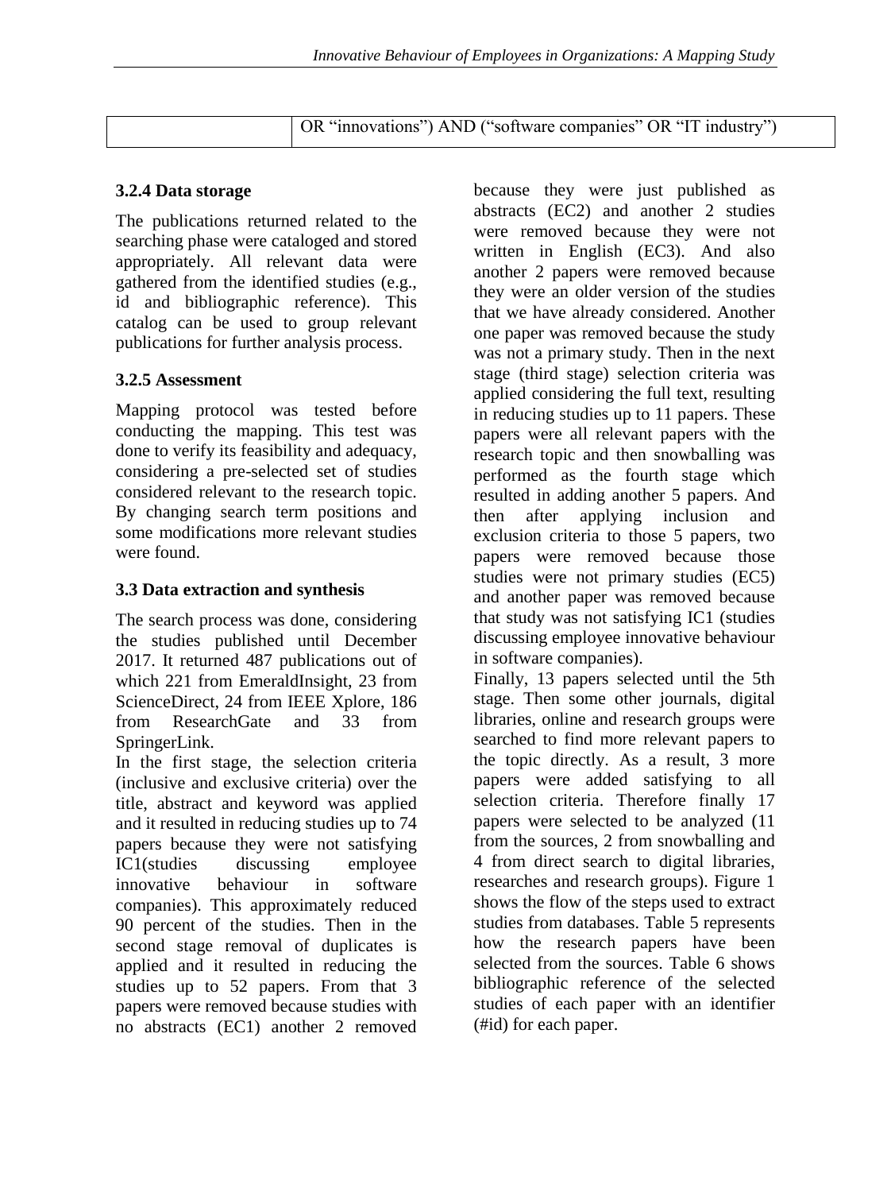|  | OR “innovations”) AND (“software companies” OR “IT industry”) |
|---|---|

### 3.2.4 Data storage

The publications returned related to the searching phase were cataloged and stored appropriately. All relevant data were gathered from the identified studies (e.g., id and bibliographic reference). This catalog can be used to group relevant publications for further analysis process.

### 3.2.5 Assessment

Mapping protocol was tested before conducting the mapping. This test was done to verify its feasibility and adequacy, considering a pre-selected set of studies considered relevant to the research topic. By changing search term positions and some modifications more relevant studies were found.

### 3.3 Data extraction and synthesis

The search process was done, considering the studies published until December 2017. It returned 487 publications out of which 221 from EmeraldInsight, 23 from ScienceDirect, 24 from IEEE Xplore, 186 from ResearchGate and 33 from SpringerLink.

In the first stage, the selection criteria (inclusive and exclusive criteria) over the title, abstract and keyword was applied and it resulted in reducing studies up to 74 papers because they were not satisfying IC1(studies discussing employee innovative behaviour in software companies). This approximately reduced 90 percent of the studies. Then in the second stage removal of duplicates is applied and it resulted in reducing the studies up to 52 papers. From that 3 papers were removed because studies with no abstracts (EC1) another 2 removed because they were just published as abstracts (EC2) and another 2 studies were removed because they were not written in English (EC3). And also another 2 papers were removed because they were an older version of the studies that we have already considered. Another one paper was removed because the study was not a primary study. Then in the next stage (third stage) selection criteria was applied considering the full text, resulting in reducing studies up to 11 papers. These papers were all relevant papers with the research topic and then snowballing was performed as the fourth stage which resulted in adding another 5 papers. And then after applying inclusion and exclusion criteria to those 5 papers, two papers were removed because those studies were not primary studies (EC5) and another paper was removed because that study was not satisfying IC1 (studies discussing employee innovative behaviour in software companies).

Finally, 13 papers selected until the 5th stage. Then some other journals, digital libraries, online and research groups were searched to find more relevant papers to the topic directly. As a result, 3 more papers were added satisfying to all selection criteria. Therefore finally 17 papers were selected to be analyzed (11 from the sources, 2 from snowballing and 4 from direct search to digital libraries, researches and research groups). Figure 1 shows the flow of the steps used to extract studies from databases. Table 5 represents how the research papers have been selected from the sources. Table 6 shows bibliographic reference of the selected studies of each paper with an identifier (#id) for each paper.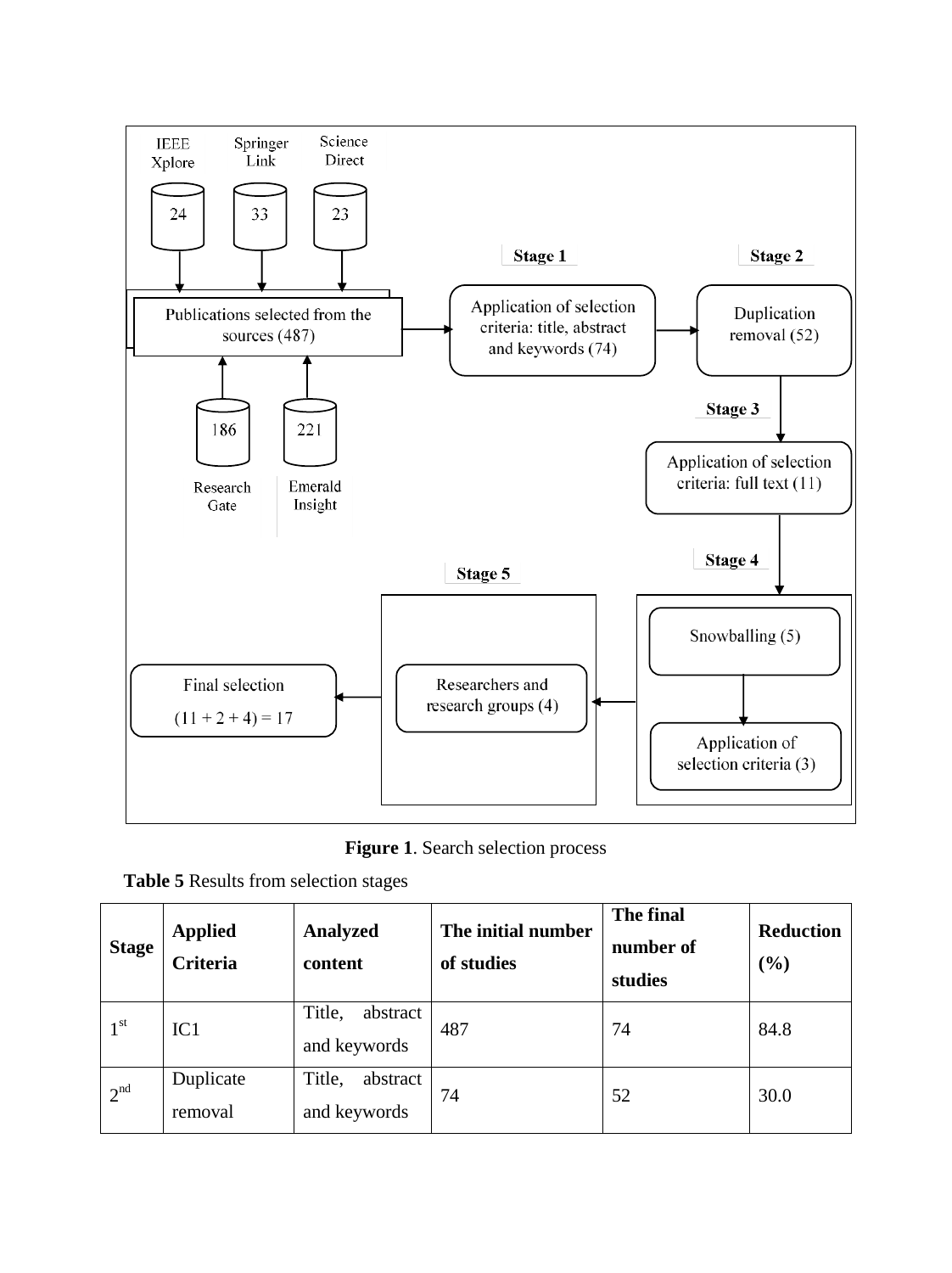Figure 1. Search selection process

**Table 5** Results from selection stages

| Stage | Applied Criteria | Analyzed content | The initial number of studies | The final number of studies | Reduction (%) |
|---|---|---|---|---|---|
| 1st | IC1 | Title, abstract and keywords | 487 | 74 | 84.8 |
| 2nd | Duplicate removal | Title, abstract and keywords | 74 | 52 | 30.0 |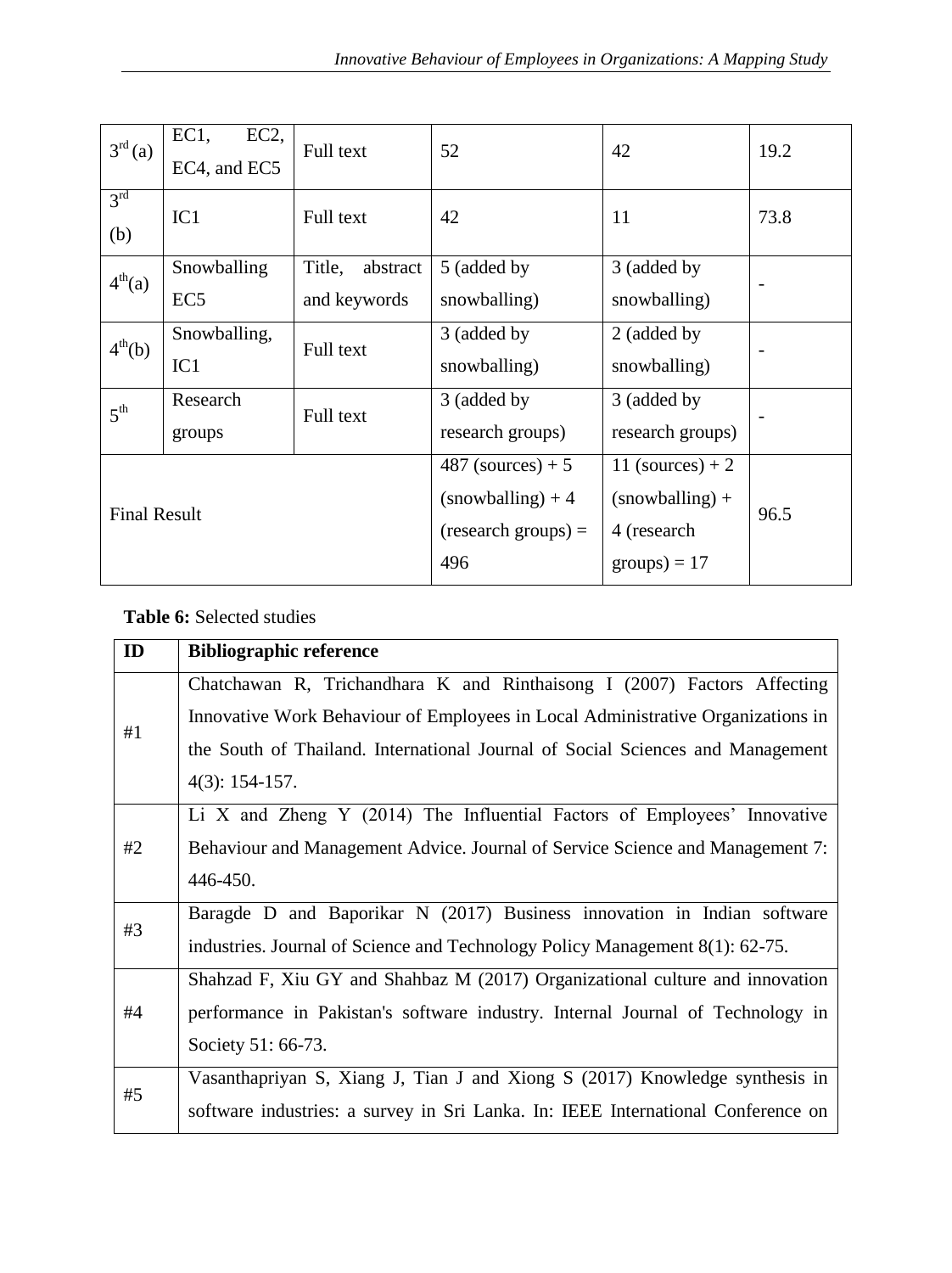| 3rd (a) | EC1, EC2, EC4, and EC5 | Full text | 52 | 42 | 19.2 |
|---|---|---|---|---|---|
| 3rd (b) | IC1 | Full text | 42 | 11 | 73.8 |
| 4th(a) | Snowballing EC5 | Title, abstract and keywords | 5 (added by snowballing) | 3 (added by snowballing) | - |
| 4th(b) | Snowballing, IC1 | Full text | 3 (added by snowballing) | 2 (added by snowballing) | - |
| 5th | Research groups | Full text | 3 (added by research groups) | 3 (added by research groups) | - |
| Final Result | | | 487 (sources) + 5 (snowballing) + 4 (research groups) = 496 | 11 (sources) + 2 (snowballing) + 4 (research groups) = 17 | 96.5 |

**Table 6:** Selected studies

| ID | Bibliographic reference |
|---|---|
| #1 | Chatchawan R, Trichandhara K and Rinthaisong I (2007) Factors Affecting Innovative Work Behaviour of Employees in Local Administrative Organizations in the South of Thailand. International Journal of Social Sciences and Management 4(3): 154-157. |
| #2 | Li X and Zheng Y (2014) The Influential Factors of Employees' Innovative Behaviour and Management Advice. Journal of Service Science and Management 7: 446-450. |
| #3 | Baragde D and Baporikar N (2017) Business innovation in Indian software industries. Journal of Science and Technology Policy Management 8(1): 62-75. |
| #4 | Shahzad F, Xiu GY and Shahbaz M (2017) Organizational culture and innovation performance in Pakistan's software industry. Internal Journal of Technology in Society 51: 66-73. |
| #5 | Vasanthapriyan S, Xiang J, Tian J and Xiong S (2017) Knowledge synthesis in software industries: a survey in Sri Lanka. In: IEEE International Conference on |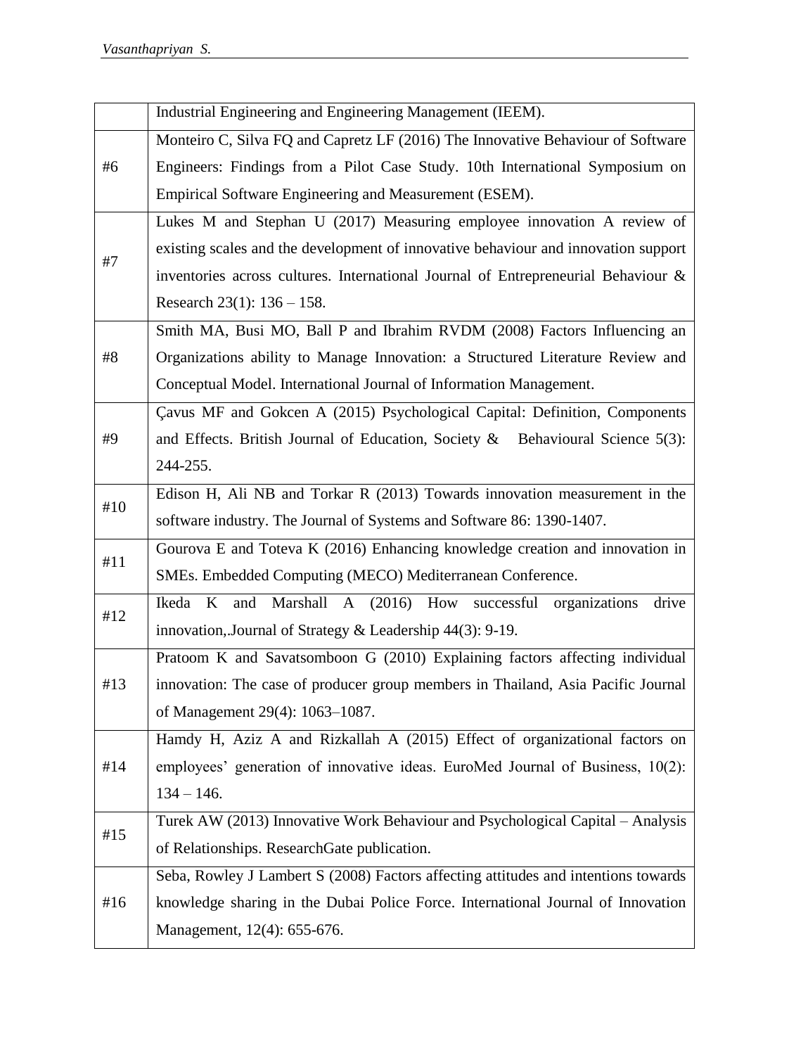| | |
|---|---|
| | Industrial Engineering and Engineering Management (IEEM). |
| #6 | Monteiro C, Silva FQ and Capretz LF (2016) The Innovative Behaviour of Software Engineers: Findings from a Pilot Case Study. 10th International Symposium on Empirical Software Engineering and Measurement (ESEM). |
| #7 | Lukes M and Stephan U (2017) Measuring employee innovation A review of existing scales and the development of innovative behaviour and innovation support inventories across cultures. International Journal of Entrepreneurial Behaviour & Research 23(1): 136 – 158. |
| #8 | Smith MA, Busi MO, Ball P and Ibrahim RVDM (2008) Factors Influencing an Organizations ability to Manage Innovation: a Structured Literature Review and Conceptual Model. International Journal of Information Management. |
| #9 | Çavus MF and Gokcen A (2015) Psychological Capital: Definition, Components and Effects. British Journal of Education, Society & Behavioural Science 5(3): 244-255. |
| #10 | Edison H, Ali NB and Torkar R (2013) Towards innovation measurement in the software industry. The Journal of Systems and Software 86: 1390-1407. |
| #11 | Gourova E and Toteva K (2016) Enhancing knowledge creation and innovation in SMEs. Embedded Computing (MECO) Mediterranean Conference. |
| #12 | Ikeda K and Marshall A (2016) How successful organizations drive innovation,.Journal of Strategy & Leadership 44(3): 9-19. |
| #13 | Pratoom K and Savatsomboon G (2010) Explaining factors affecting individual innovation: The case of producer group members in Thailand, Asia Pacific Journal of Management 29(4): 1063–1087. |
| #14 | Hamdy H, Aziz A and Rizkallah A (2015) Effect of organizational factors on employees' generation of innovative ideas. EuroMed Journal of Business, 10(2): 134 – 146. |
| #15 | Turek AW (2013) Innovative Work Behaviour and Psychological Capital – Analysis of Relationships. ResearchGate publication. |
| #16 | Seba, Rowley J Lambert S (2008) Factors affecting attitudes and intentions towards knowledge sharing in the Dubai Police Force. International Journal of Innovation Management, 12(4): 655-676. |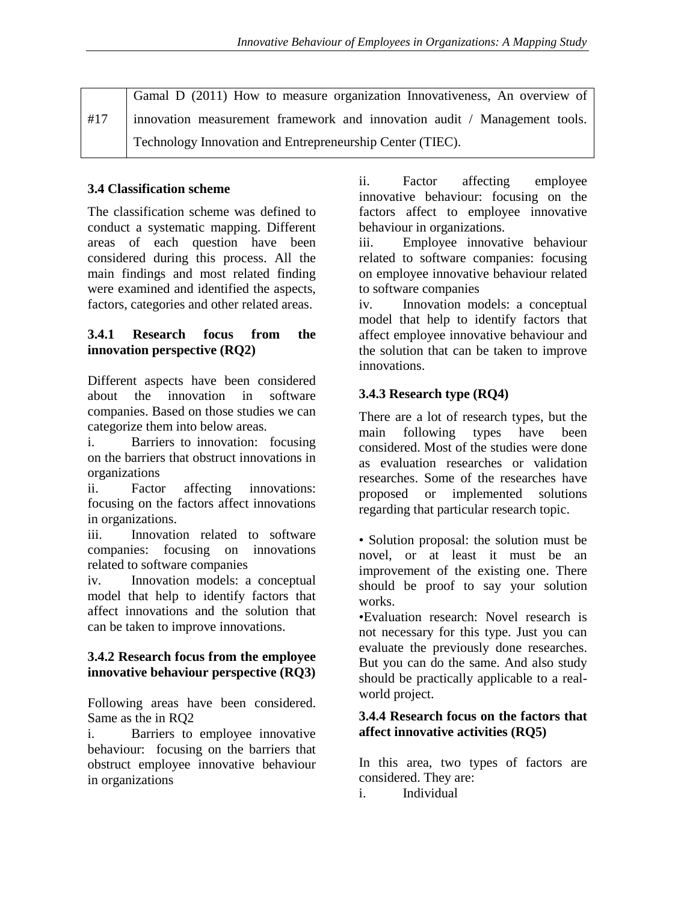| #17 | Gamal D (2011) How to measure organization Innovativeness, An overview of innovation measurement framework and innovation audit / Management tools. Technology Innovation and Entrepreneurship Center (TIEC). |
|---|---|

### 3.4 Classification scheme

The classification scheme was defined to conduct a systematic mapping. Different areas of each question have been considered during this process. All the main findings and most related finding were examined and identified the aspects, factors, categories and other related areas.

#### 3.4.1 Research focus from the innovation perspective (RQ2)

Different aspects have been considered about the innovation in software companies. Based on those studies we can categorize them into below areas.

i. Barriers to innovation: focusing on the barriers that obstruct innovations in organizations

ii. Factor affecting innovations: focusing on the factors affect innovations in organizations.

iii. Innovation related to software companies: focusing on innovations related to software companies

iv. Innovation models: a conceptual model that help to identify factors that affect innovations and the solution that can be taken to improve innovations.

#### 3.4.2 Research focus from the employee innovative behaviour perspective (RQ3)

Following areas have been considered. Same as the in RQ2

i. Barriers to employee innovative behaviour: focusing on the barriers that obstruct employee innovative behaviour in organizations

ii. Factor affecting employee innovative behaviour: focusing on the factors affect to employee innovative behaviour in organizations.

iii. Employee innovative behaviour related to software companies: focusing on employee innovative behaviour related to software companies

iv. Innovation models: a conceptual model that help to identify factors that affect employee innovative behaviour and the solution that can be taken to improve innovations.

#### 3.4.3 Research type (RQ4)

There are a lot of research types, but the main following types have been considered. Most of the studies were done as evaluation researches or validation researches. Some of the researches have proposed or implemented solutions regarding that particular research topic.

• Solution proposal: the solution must be novel, or at least it must be an improvement of the existing one. There should be proof to say your solution works.

•Evaluation research: Novel research is not necessary for this type. Just you can evaluate the previously done researches. But you can do the same. And also study should be practically applicable to a real-world project.

#### 3.4.4 Research focus on the factors that affect innovative activities (RQ5)

In this area, two types of factors are considered. They are:

i. Individual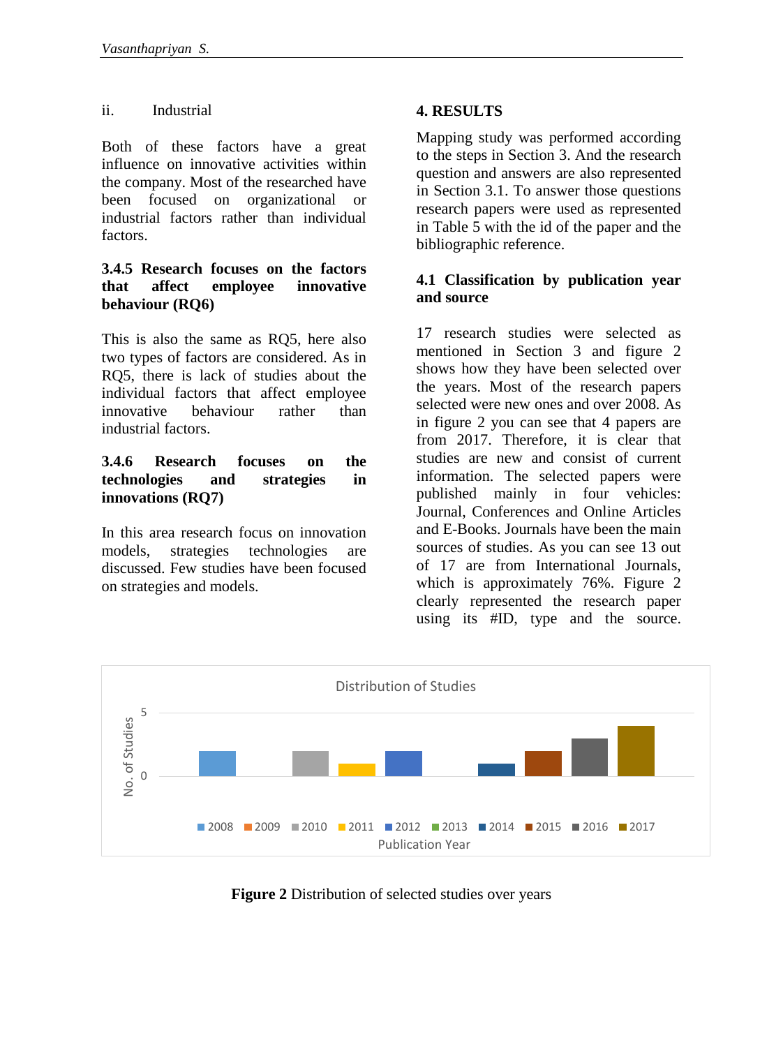ii. Industrial

Both of these factors have a great influence on innovative activities within the company. Most of the researched have been focused on organizational or industrial factors rather than individual factors.

### 3.4.5 Research focuses on the factors that affect employee innovative behaviour (RQ6)

This is also the same as RQ5, here also two types of factors are considered. As in RQ5, there is lack of studies about the individual factors that affect employee innovative behaviour rather than industrial factors.

### 3.4.6 Research focuses on the technologies and strategies in innovations (RQ7)

In this area research focus on innovation models, strategies technologies are discussed. Few studies have been focused on strategies and models.

## 4. RESULTS

Mapping study was performed according to the steps in Section 3. And the research question and answers are also represented in Section 3.1. To answer those questions research papers were used as represented in Table 5 with the id of the paper and the bibliographic reference.

### 4.1 Classification by publication year and source

17 research studies were selected as mentioned in Section 3 and figure 2 shows how they have been selected over the years. Most of the research papers selected were new ones and over 2008. As in figure 2 you can see that 4 papers are from 2017. Therefore, it is clear that studies are new and consist of current information. The selected papers were published mainly in four vehicles: Journal, Conferences and Online Articles and E-Books. Journals have been the main sources of studies. As you can see 13 out of 17 are from International Journals, which is approximately 76%. Figure 2 clearly represented the research paper using its #ID, type and the source.

**Figure 2** Distribution of selected studies over years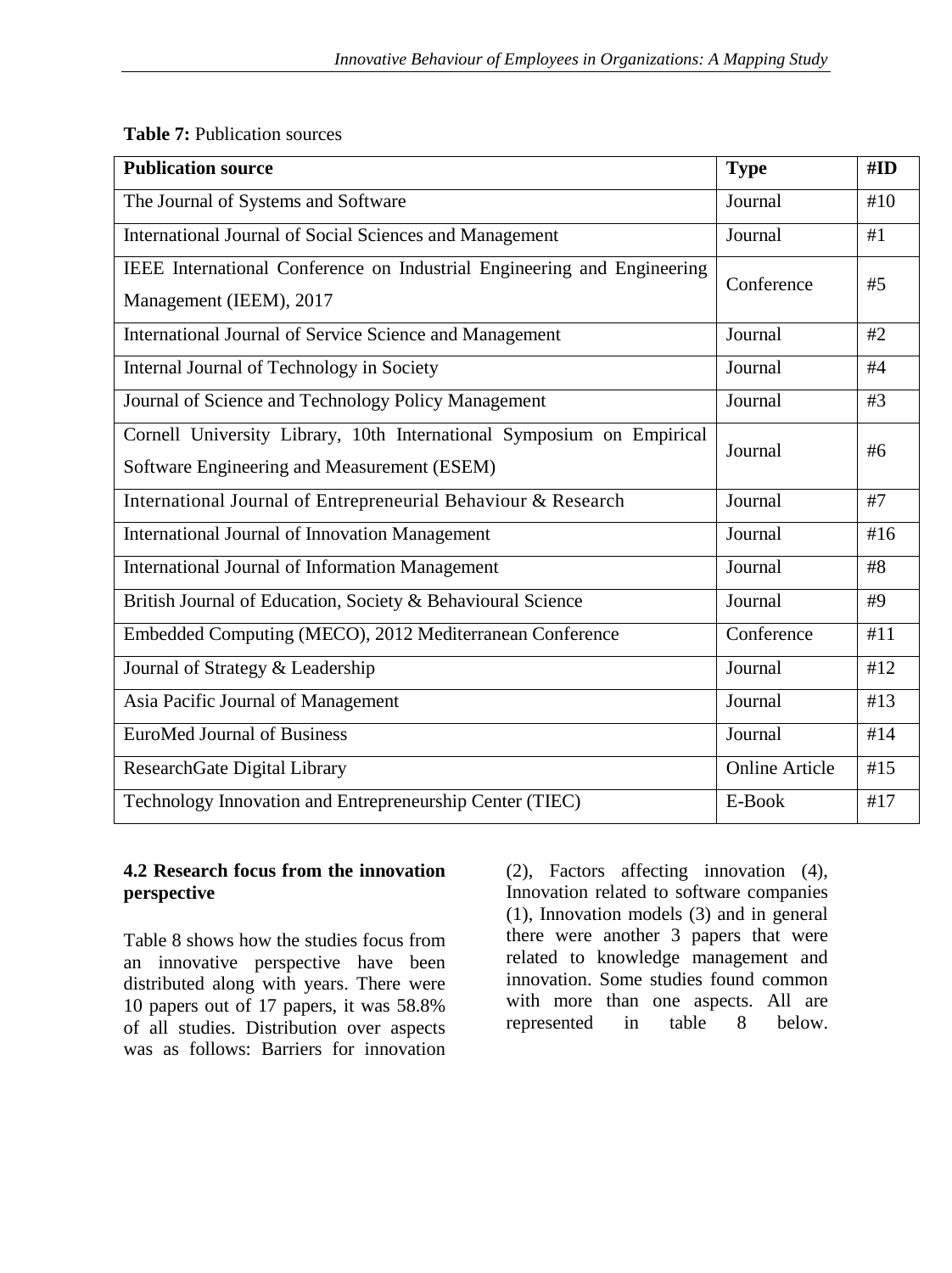**Table 7:** Publication sources

| Publication source | Type | #ID |
|---|---|---|
| The Journal of Systems and Software | Journal | #10 |
| International Journal of Social Sciences and Management | Journal | #1 |
| IEEE International Conference on Industrial Engineering and Engineering Management (IEEM), 2017 | Conference | #5 |
| International Journal of Service Science and Management | Journal | #2 |
| Internal Journal of Technology in Society | Journal | #4 |
| Journal of Science and Technology Policy Management | Journal | #3 |
| Cornell University Library, 10th International Symposium on Empirical Software Engineering and Measurement (ESEM) | Journal | #6 |
| International Journal of Entrepreneurial Behaviour & Research | Journal | #7 |
| International Journal of Innovation Management | Journal | #16 |
| International Journal of Information Management | Journal | #8 |
| British Journal of Education, Society & Behavioural Science | Journal | #9 |
| Embedded Computing (MECO), 2012 Mediterranean Conference | Conference | #11 |
| Journal of Strategy & Leadership | Journal | #12 |
| Asia Pacific Journal of Management | Journal | #13 |
| EuroMed Journal of Business | Journal | #14 |
| ResearchGate Digital Library | Online Article | #15 |
| Technology Innovation and Entrepreneurship Center (TIEC) | E-Book | #17 |

### 4.2 Research focus from the innovation perspective

Table 8 shows how the studies focus from an innovative perspective have been distributed along with years. There were 10 papers out of 17 papers, it was 58.8% of all studies. Distribution over aspects was as follows: Barriers for innovation (2), Factors affecting innovation (4), Innovation related to software companies (1), Innovation models (3) and in general there were another 3 papers that were related to knowledge management and innovation. Some studies found common with more than one aspects. All are represented in table 8 below.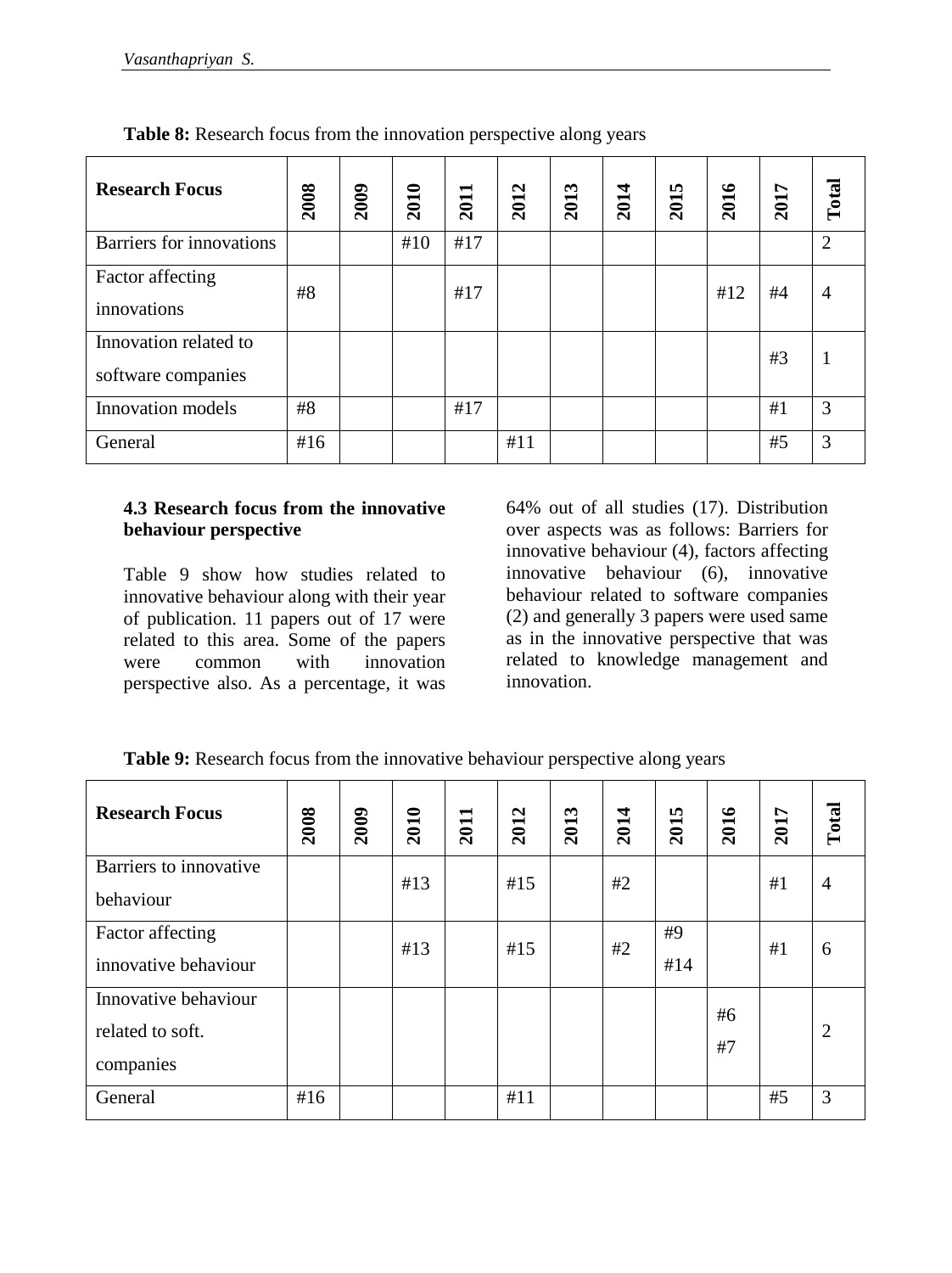**Table 8:** Research focus from the innovation perspective along years

| Research Focus | 2008 | 2009 | 2010 | 2011 | 2012 | 2013 | 2014 | 2015 | 2016 | 2017 | Total |
|---|---|---|---|---|---|---|---|---|---|---|---|
| Barriers for innovations | | | #10 | #17 | | | | | | | 2 |
| Factor affecting innovations | #8 | | | #17 | | | | | #12 | #4 | 4 |
| Innovation related to software companies | | | | | | | | | | #3 | 1 |
| Innovation models | #8 | | | #17 | | | | | | #1 | 3 |
| General | #16 | | | | #11 | | | | | #5 | 3 |

### 4.3 Research focus from the innovative behaviour perspective

Table 9 show how studies related to innovative behaviour along with their year of publication. 11 papers out of 17 were related to this area. Some of the papers were common with innovation perspective also. As a percentage, it was 64% out of all studies (17). Distribution over aspects was as follows: Barriers for innovative behaviour (4), factors affecting innovative behaviour (6), innovative behaviour related to software companies (2) and generally 3 papers were used same as in the innovative perspective that was related to knowledge management and innovation.

**Table 9:** Research focus from the innovative behaviour perspective along years

| Research Focus | 2008 | 2009 | 2010 | 2011 | 2012 | 2013 | 2014 | 2015 | 2016 | 2017 | Total |
|---|---|---|---|---|---|---|---|---|---|---|---|
| Barriers to innovative behaviour | | | #13 | | #15 | | #2 | | | #1 | 4 |
| Factor affecting innovative behaviour | | | #13 | | #15 | | #2 | #9 #14 | | #1 | 6 |
| Innovative behaviour related to soft. companies | | | | | | | | | #6 #7 | | 2 |
| General | #16 | | | | #11 | | | | | #5 | 3 |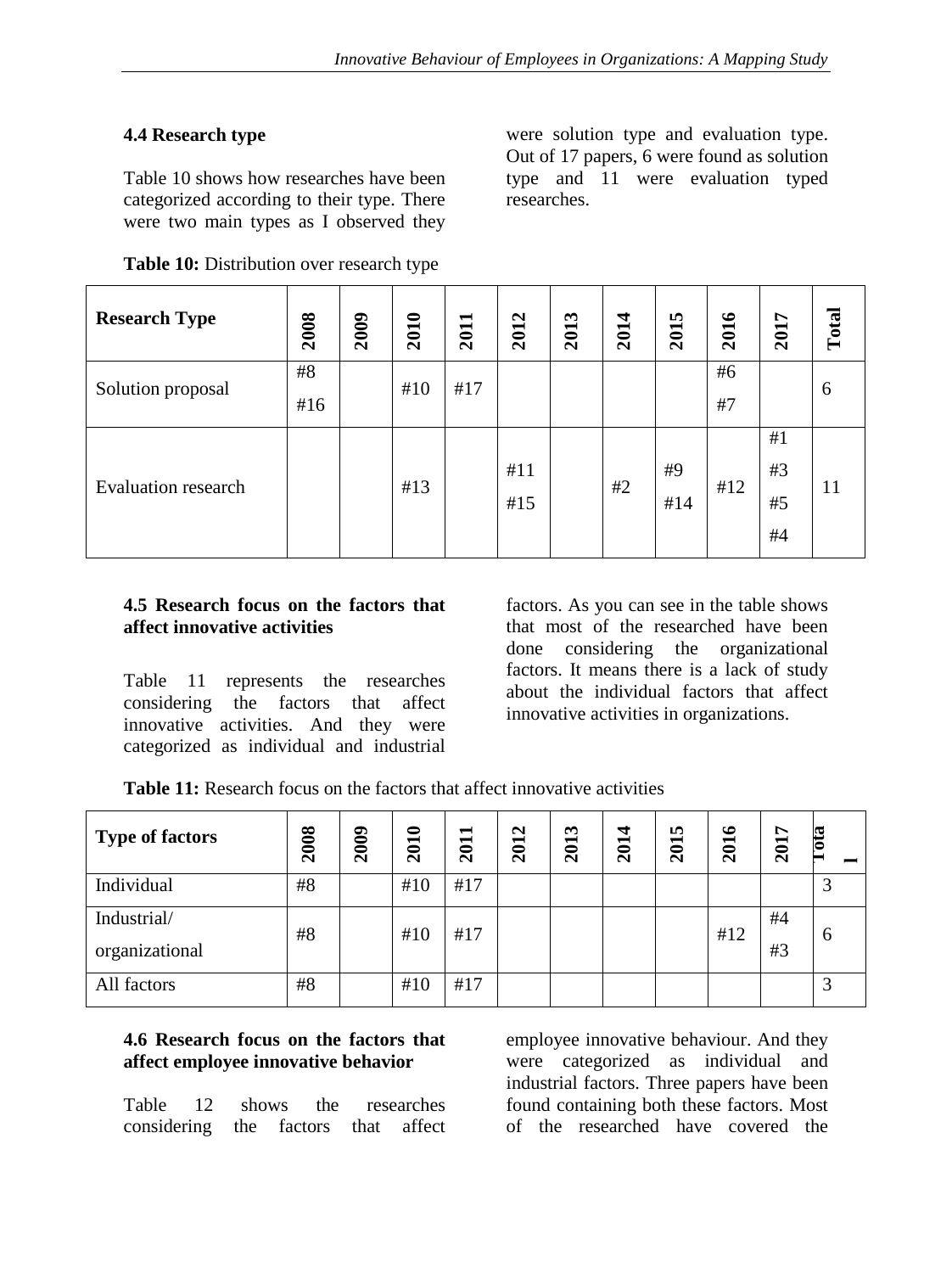### 4.4 Research type

Table 10 shows how researches have been categorized according to their type. There were two main types as I observed they were solution type and evaluation type. Out of 17 papers, 6 were found as solution type and 11 were evaluation typed researches.

**Table 10:** Distribution over research type

| Research Type | 2008 | 2009 | 2010 | 2011 | 2012 | 2013 | 2014 | 2015 | 2016 | 2017 | Total |
|---|---|---|---|---|---|---|---|---|---|---|---|
| Solution proposal | #8 #16 | | #10 | #17 | | | | | #6 #7 | | 6 |
| Evaluation research | | | #13 | | #11 #15 | | #2 | #9 #14 | #12 | #1 #3 #5 #4 | 11 |

### 4.5 Research focus on the factors that affect innovative activities

Table 11 represents the researches considering the factors that affect innovative activities. And they were categorized as individual and industrial factors. As you can see in the table shows that most of the researched have been done considering the organizational factors. It means there is a lack of study about the individual factors that affect innovative activities in organizations.

**Table 11:** Research focus on the factors that affect innovative activities

| Type of factors | 2008 | 2009 | 2010 | 2011 | 2012 | 2013 | 2014 | 2015 | 2016 | 2017 | Total |
|---|---|---|---|---|---|---|---|---|---|---|---|
| Individual | #8 | | #10 | #17 | | | | | | | 3 |
| Industrial/ organizational | #8 | | #10 | #17 | | | | | #12 | #4 #3 | 6 |
| All factors | #8 | | #10 | #17 | | | | | | | 3 |

### 4.6 Research focus on the factors that affect employee innovative behavior

Table 12 shows the researches considering the factors that affect employee innovative behaviour. And they were categorized as individual and industrial factors. Three papers have been found containing both these factors. Most of the researched have covered the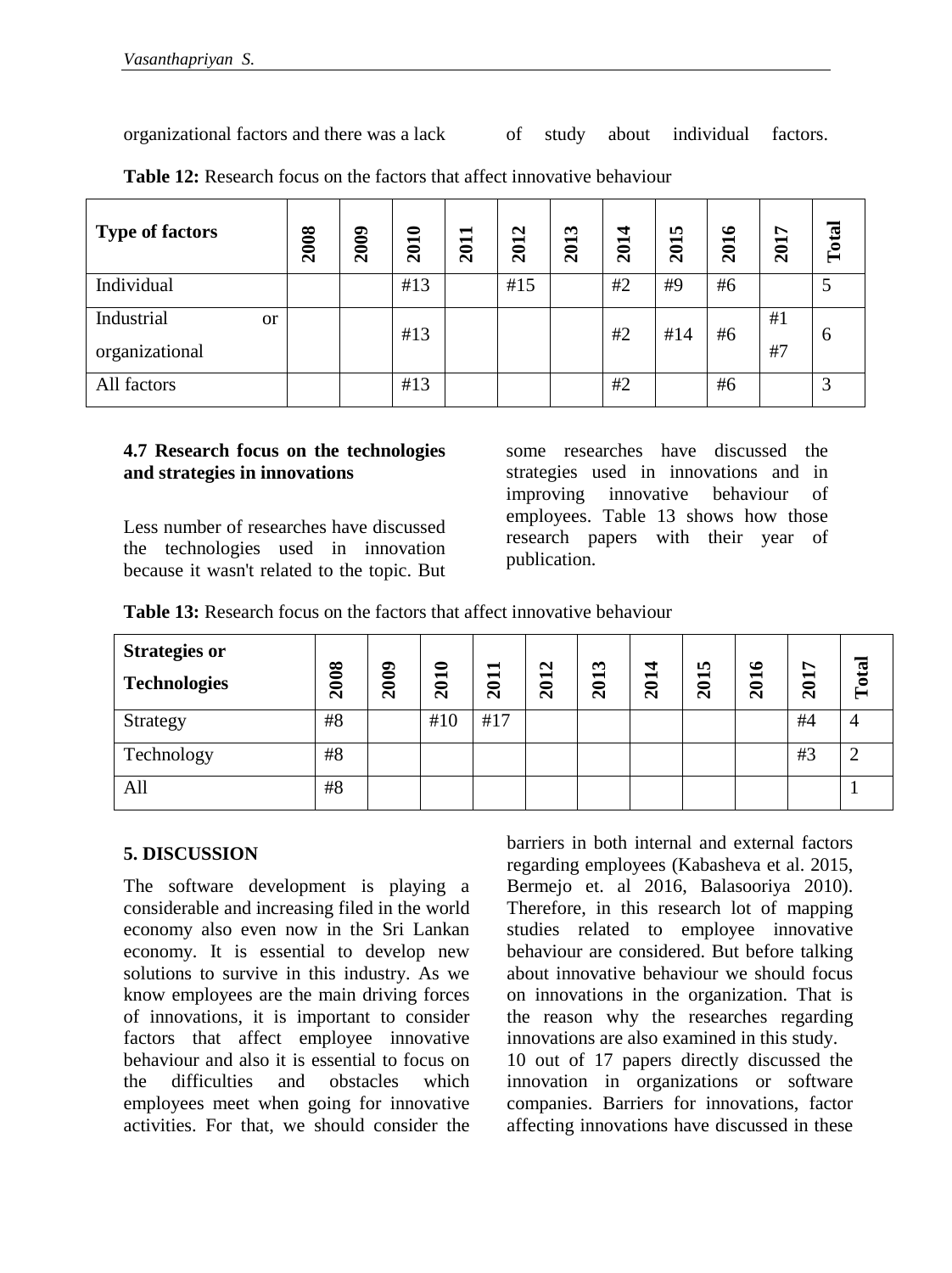organizational factors and there was a lack of study about individual factors.

**Table 12:** Research focus on the factors that affect innovative behaviour

| Type of factors | 2008 | 2009 | 2010 | 2011 | 2012 | 2013 | 2014 | 2015 | 2016 | 2017 | Total |
|---|---|---|---|---|---|---|---|---|---|---|---|
| Individual | | | #13 | | #15 | | #2 | #9 | #6 | | 5 |
| Industrial or organizational | | | #13 | | | | #2 | #14 | #6 | #1 #7 | 6 |
| All factors | | | #13 | | | | #2 | | #6 | | 3 |

### 4.7 Research focus on the technologies and strategies in innovations

Less number of researches have discussed the technologies used in innovation because it wasn't related to the topic. But some researches have discussed the strategies used in innovations and in improving innovative behaviour of employees. Table 13 shows how those research papers with their year of publication.

**Table 13:** Research focus on the factors that affect innovative behaviour

| Strategies or Technologies | 2008 | 2009 | 2010 | 2011 | 2012 | 2013 | 2014 | 2015 | 2016 | 2017 | Total |
|---|---|---|---|---|---|---|---|---|---|---|---|
| Strategy | #8 | | #10 | #17 | | | | | | #4 | 4 |
| Technology | #8 | | | | | | | | | #3 | 2 |
| All | #8 | | | | | | | | | | 1 |

## 5. DISCUSSION

The software development is playing a considerable and increasing filed in the world economy also even now in the Sri Lankan economy. It is essential to develop new solutions to survive in this industry. As we know employees are the main driving forces of innovations, it is important to consider factors that affect employee innovative behaviour and also it is essential to focus on the difficulties and obstacles which employees meet when going for innovative activities. For that, we should consider the barriers in both internal and external factors regarding employees (Kabasheva et al. 2015, Bermejo et. al 2016, Balasooriya 2010). Therefore, in this research lot of mapping studies related to employee innovative behaviour are considered. But before talking about innovative behaviour we should focus on innovations in the organization. That is the reason why the researches regarding innovations are also examined in this study.

10 out of 17 papers directly discussed the innovation in organizations or software companies. Barriers for innovations, factor affecting innovations have discussed in these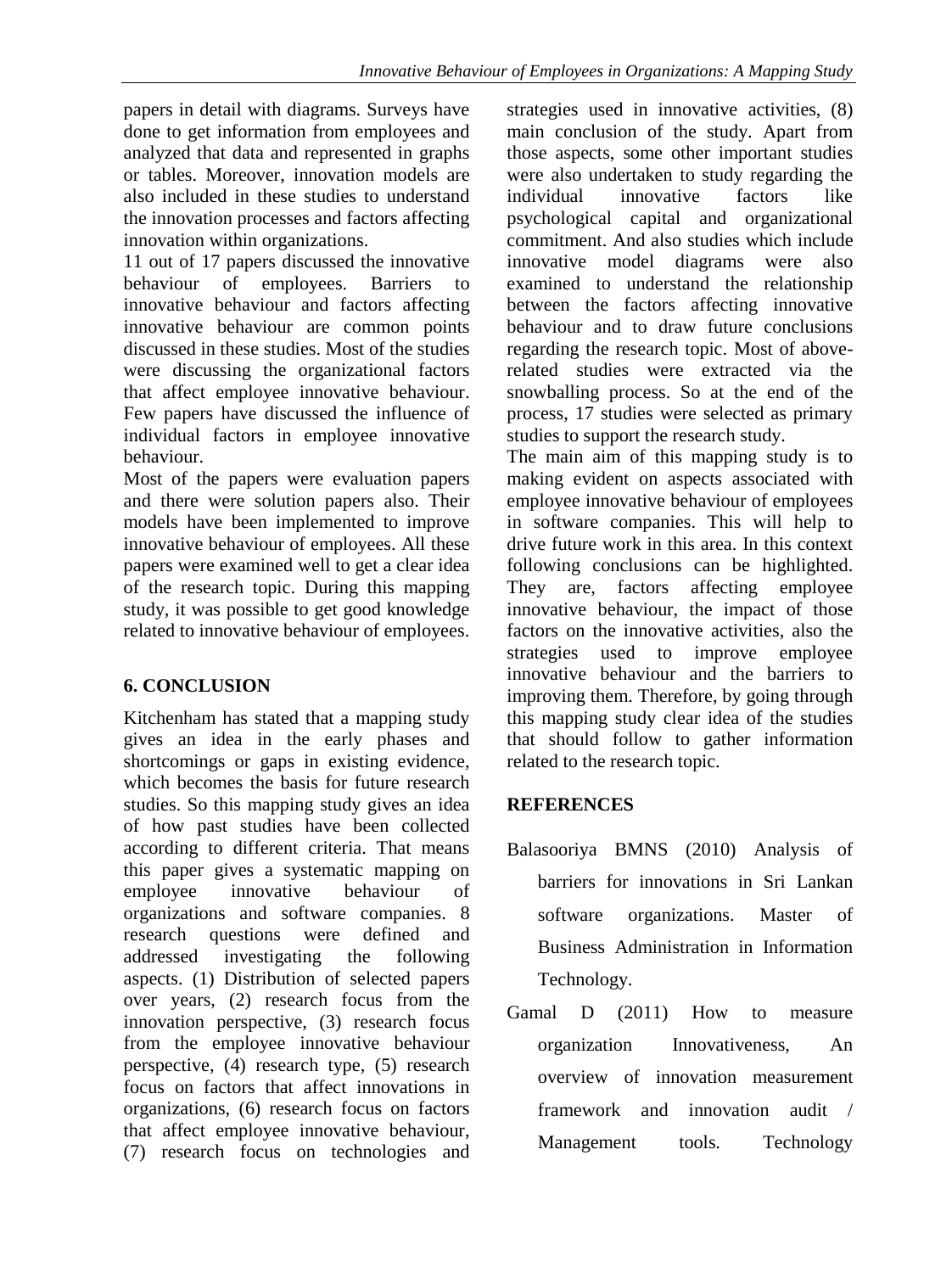papers in detail with diagrams. Surveys have done to get information from employees and analyzed that data and represented in graphs or tables. Moreover, innovation models are also included in these studies to understand the innovation processes and factors affecting innovation within organizations.

11 out of 17 papers discussed the innovative behaviour of employees. Barriers to innovative behaviour and factors affecting innovative behaviour are common points discussed in these studies. Most of the studies were discussing the organizational factors that affect employee innovative behaviour. Few papers have discussed the influence of individual factors in employee innovative behaviour.

Most of the papers were evaluation papers and there were solution papers also. Their models have been implemented to improve innovative behaviour of employees. All these papers were examined well to get a clear idea of the research topic. During this mapping study, it was possible to get good knowledge related to innovative behaviour of employees.

## 6. CONCLUSION

Kitchenham has stated that a mapping study gives an idea in the early phases and shortcomings or gaps in existing evidence, which becomes the basis for future research studies. So this mapping study gives an idea of how past studies have been collected according to different criteria. That means this paper gives a systematic mapping on employee innovative behaviour of organizations and software companies. 8 research questions were defined and addressed investigating the following aspects. (1) Distribution of selected papers over years, (2) research focus from the innovation perspective, (3) research focus from the employee innovative behaviour perspective, (4) research type, (5) research focus on factors that affect innovations in organizations, (6) research focus on factors that affect employee innovative behaviour, (7) research focus on technologies and strategies used in innovative activities, (8) main conclusion of the study. Apart from those aspects, some other important studies were also undertaken to study regarding the individual innovative factors like psychological capital and organizational commitment. And also studies which include innovative model diagrams were also examined to understand the relationship between the factors affecting innovative behaviour and to draw future conclusions regarding the research topic. Most of above-related studies were extracted via the snowballing process. So at the end of the process, 17 studies were selected as primary studies to support the research study.

The main aim of this mapping study is to making evident on aspects associated with employee innovative behaviour of employees in software companies. This will help to drive future work in this area. In this context following conclusions can be highlighted. They are, factors affecting employee innovative behaviour, the impact of those factors on the innovative activities, also the strategies used to improve employee innovative behaviour and the barriers to improving them. Therefore, by going through this mapping study clear idea of the studies that should follow to gather information related to the research topic.

## REFERENCES

Balasooriya BMNS (2010) Analysis of barriers for innovations in Sri Lankan software organizations. Master of Business Administration in Information Technology.

Gamal D (2011) How to measure organization Innovativeness, An overview of innovation measurement framework and innovation audit / Management tools. Technology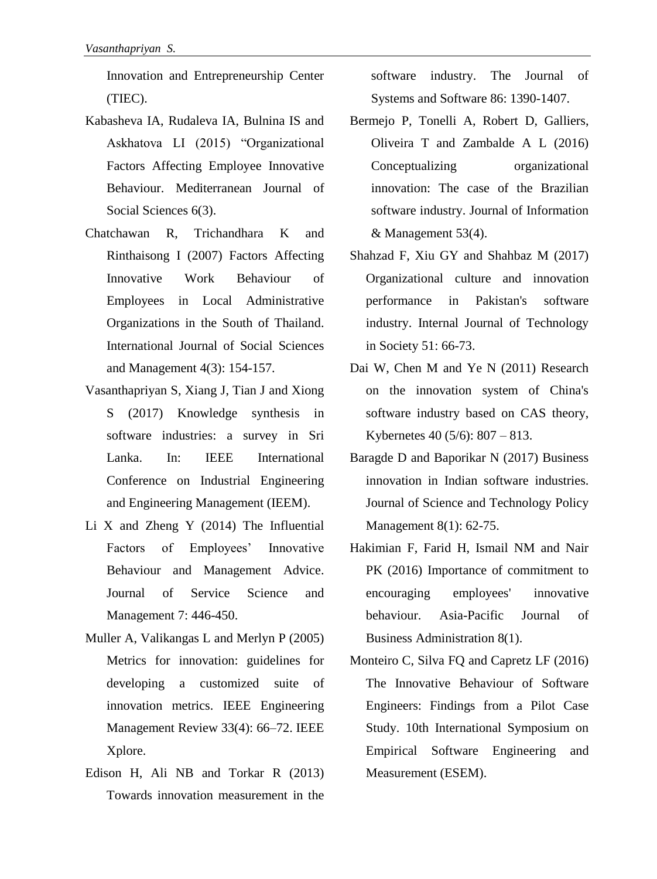Innovation and Entrepreneurship Center (TIEC).

Kabasheva IA, Rudaleva IA, Bulnina IS and Askhatova LI (2015) "Organizational Factors Affecting Employee Innovative Behaviour. Mediterranean Journal of Social Sciences 6(3).

Chatchawan R, Trichandhara K and Rinthaisong I (2007) Factors Affecting Innovative Work Behaviour of Employees in Local Administrative Organizations in the South of Thailand. International Journal of Social Sciences and Management 4(3): 154-157.

Vasanthapriyan S, Xiang J, Tian J and Xiong S (2017) Knowledge synthesis in software industries: a survey in Sri Lanka. In: IEEE International Conference on Industrial Engineering and Engineering Management (IEEM).

Li X and Zheng Y (2014) The Influential Factors of Employees' Innovative Behaviour and Management Advice. Journal of Service Science and Management 7: 446-450.

Muller A, Valikangas L and Merlyn P (2005) Metrics for innovation: guidelines for developing a customized suite of innovation metrics. IEEE Engineering Management Review 33(4): 66–72. IEEE Xplore.

Edison H, Ali NB and Torkar R (2013) Towards innovation measurement in the software industry. The Journal of Systems and Software 86: 1390-1407.

Bermejo P, Tonelli A, Robert D, Galliers, Oliveira T and Zambalde A L (2016) Conceptualizing organizational innovation: The case of the Brazilian software industry. Journal of Information & Management 53(4).

Shahzad F, Xiu GY and Shahbaz M (2017) Organizational culture and innovation performance in Pakistan's software industry. Internal Journal of Technology in Society 51: 66-73.

Dai W, Chen M and Ye N (2011) Research on the innovation system of China's software industry based on CAS theory, Kybernetes 40 (5/6): 807 – 813.

Baragde D and Baporikar N (2017) Business innovation in Indian software industries. Journal of Science and Technology Policy Management 8(1): 62-75.

Hakimian F, Farid H, Ismail NM and Nair PK (2016) Importance of commitment to encouraging employees' innovative behaviour. Asia-Pacific Journal of Business Administration 8(1).

Monteiro C, Silva FQ and Capretz LF (2016) The Innovative Behaviour of Software Engineers: Findings from a Pilot Case Study. 10th International Symposium on Empirical Software Engineering and Measurement (ESEM).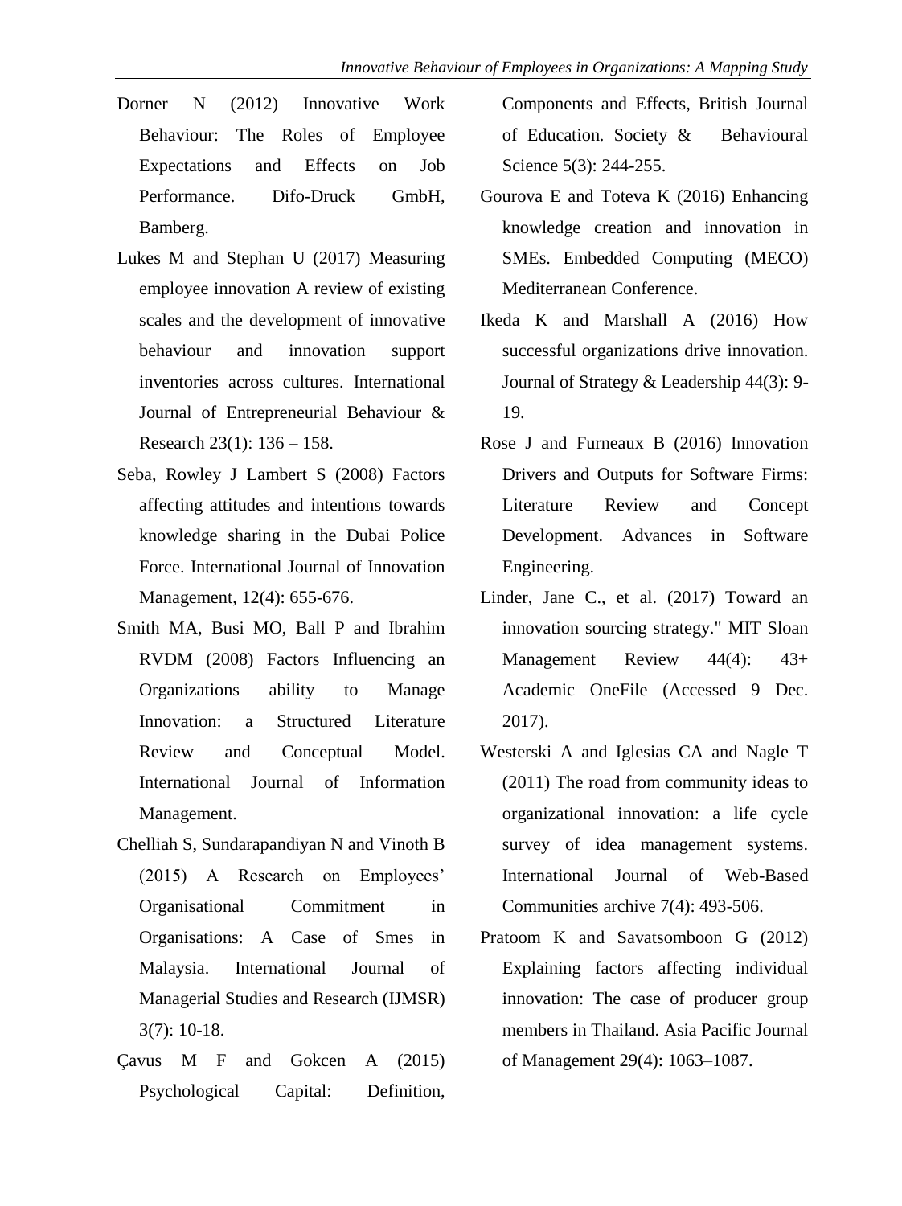Dorner N (2012) Innovative Work Behaviour: The Roles of Employee Expectations and Effects on Job Performance. Difo-Druck GmbH, Bamberg.

Lukes M and Stephan U (2017) Measuring employee innovation A review of existing scales and the development of innovative behaviour and innovation support inventories across cultures. International Journal of Entrepreneurial Behaviour & Research 23(1): 136 – 158.

Seba, Rowley J Lambert S (2008) Factors affecting attitudes and intentions towards knowledge sharing in the Dubai Police Force. International Journal of Innovation Management, 12(4): 655-676.

Smith MA, Busi MO, Ball P and Ibrahim RVDM (2008) Factors Influencing an Organizations ability to Manage Innovation: a Structured Literature Review and Conceptual Model. International Journal of Information Management.

Chelliah S, Sundarapandiyan N and Vinoth B (2015) A Research on Employees' Organisational Commitment in Organisations: A Case of Smes in Malaysia. International Journal of Managerial Studies and Research (IJMSR) 3(7): 10-18.

Çavus M F and Gokcen A (2015) Psychological Capital: Definition, Components and Effects, British Journal of Education. Society & Behavioural Science 5(3): 244-255.

Gourova E and Toteva K (2016) Enhancing knowledge creation and innovation in SMEs. Embedded Computing (MECO) Mediterranean Conference.

Ikeda K and Marshall A (2016) How successful organizations drive innovation. Journal of Strategy & Leadership 44(3): 9-19.

Rose J and Furneaux B (2016) Innovation Drivers and Outputs for Software Firms: Literature Review and Concept Development. Advances in Software Engineering.

Linder, Jane C., et al. (2017) Toward an innovation sourcing strategy." MIT Sloan Management Review 44(4): 43+ Academic OneFile (Accessed 9 Dec. 2017).

Westerski A and Iglesias CA and Nagle T (2011) The road from community ideas to organizational innovation: a life cycle survey of idea management systems. International Journal of Web-Based Communities archive 7(4): 493-506.

Pratoom K and Savatsomboon G (2012) Explaining factors affecting individual innovation: The case of producer group members in Thailand. Asia Pacific Journal of Management 29(4): 1063–1087.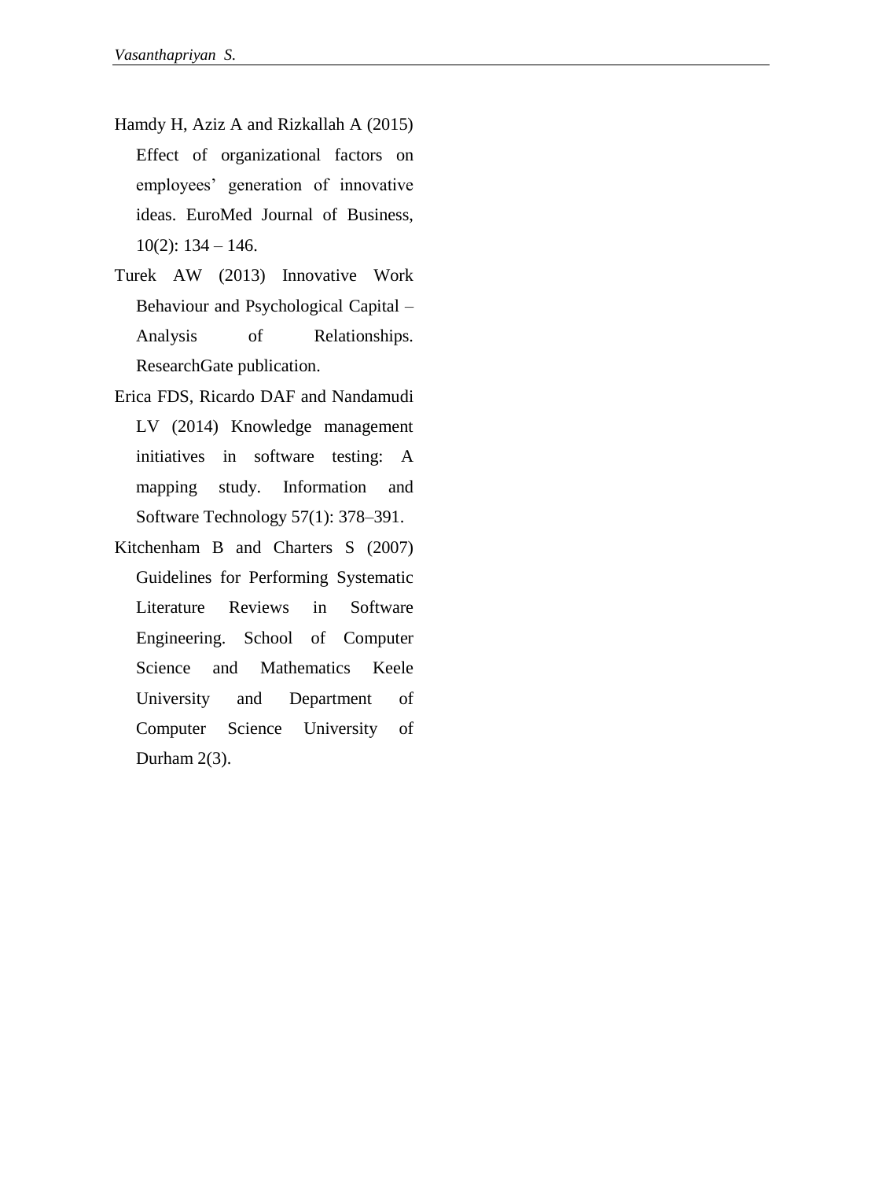Hamdy H, Aziz A and Rizkallah A (2015) Effect of organizational factors on employees' generation of innovative ideas. EuroMed Journal of Business, 10(2): 134 – 146.

Turek AW (2013) Innovative Work Behaviour and Psychological Capital – Analysis of Relationships. ResearchGate publication.

Erica FDS, Ricardo DAF and Nandamudi LV (2014) Knowledge management initiatives in software testing: A mapping study. Information and Software Technology 57(1): 378–391.

Kitchenham B and Charters S (2007) Guidelines for Performing Systematic Literature Reviews in Software Engineering. School of Computer Science and Mathematics Keele University and Department of Computer Science University of Durham 2(3).